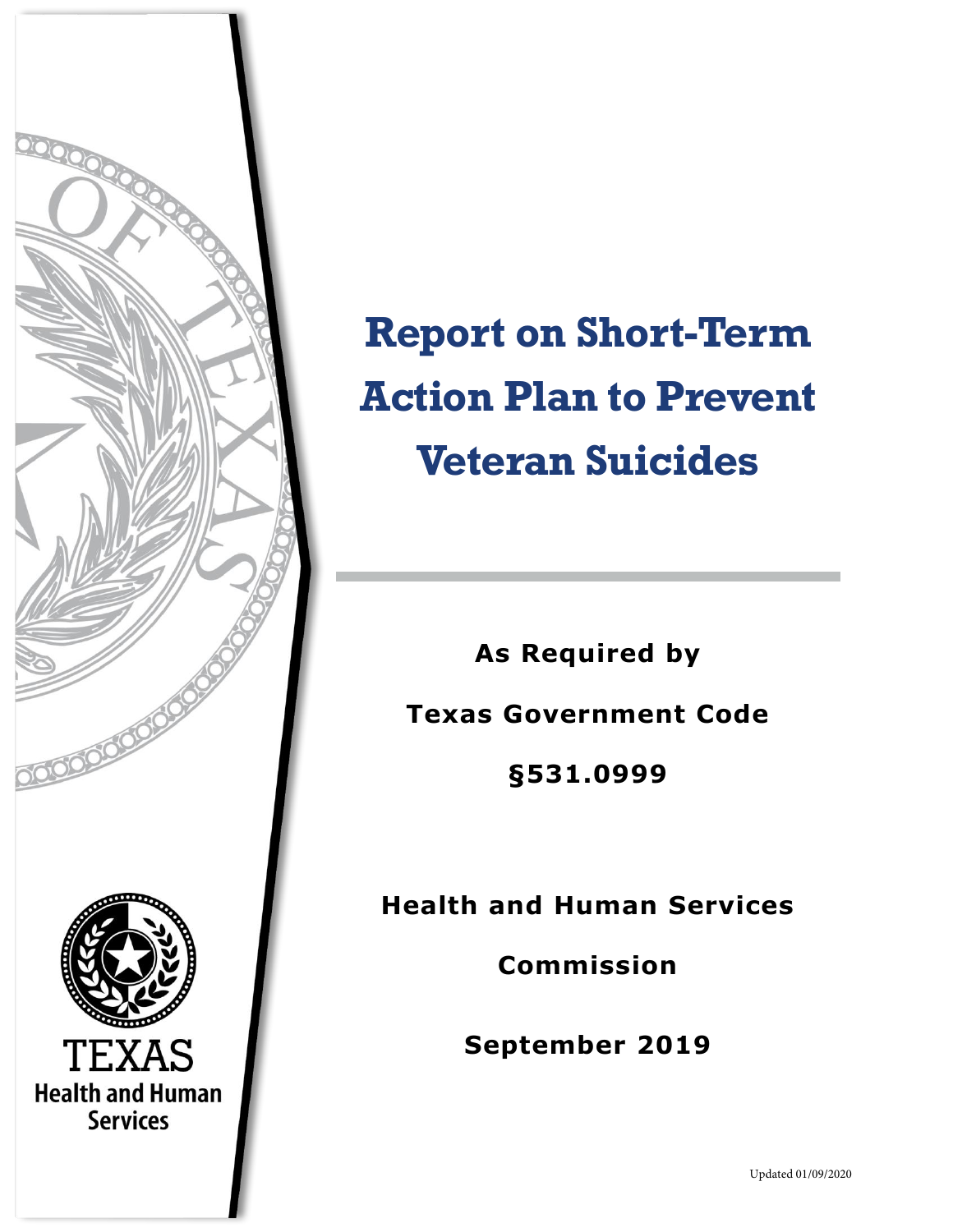# Report on Short-Term Action Plan to Prevent Veteran Suicides

**As Required by**

**Texas Government Code**

**§531.0999**

**Health and Human Services Commission**

**September 2019**

TEXAS
Health and Human Services

Updated 01/09/2020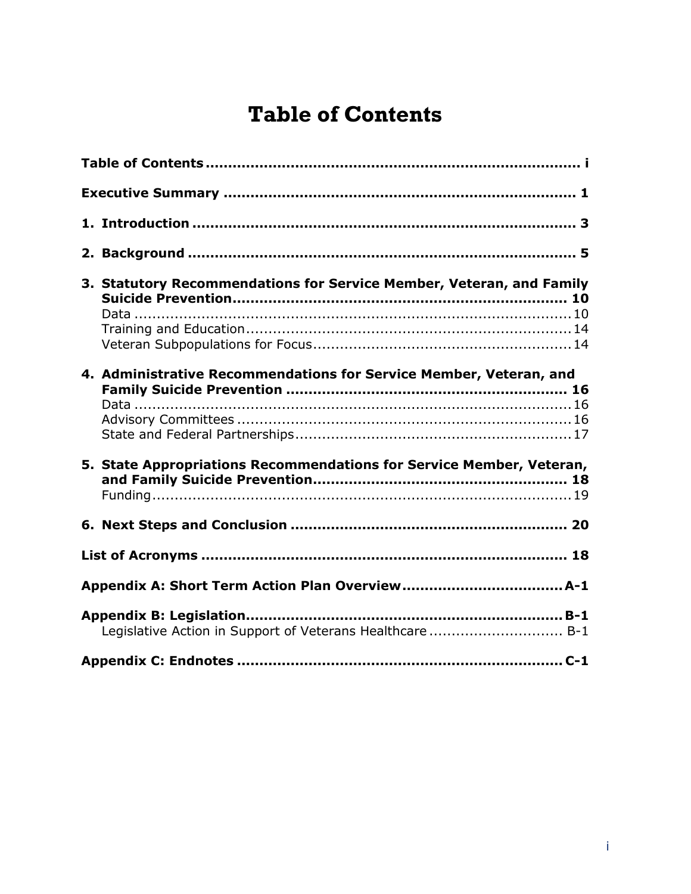# Table of Contents

**Table of Contents ...... i**

**Executive Summary ...... 1**

**1. Introduction ...... 3**

**2. Background ...... 5**

**3. Statutory Recommendations for Service Member, Veteran, and Family Suicide Prevention ...... 10**
- Data ...... 10
- Training and Education ...... 14
- Veteran Subpopulations for Focus ...... 14

**4. Administrative Recommendations for Service Member, Veteran, and Family Suicide Prevention ...... 16**
- Data ...... 16
- Advisory Committees ...... 16
- State and Federal Partnerships ...... 17

**5. State Appropriations Recommendations for Service Member, Veteran, and Family Suicide Prevention ...... 18**
- Funding ...... 19

**6. Next Steps and Conclusion ...... 20**

**List of Acronyms ...... 18**

**Appendix A: Short Term Action Plan Overview ...... A-1**

**Appendix B: Legislation ...... B-1**
- Legislative Action in Support of Veterans Healthcare ...... B-1

**Appendix C: Endnotes ...... C-1**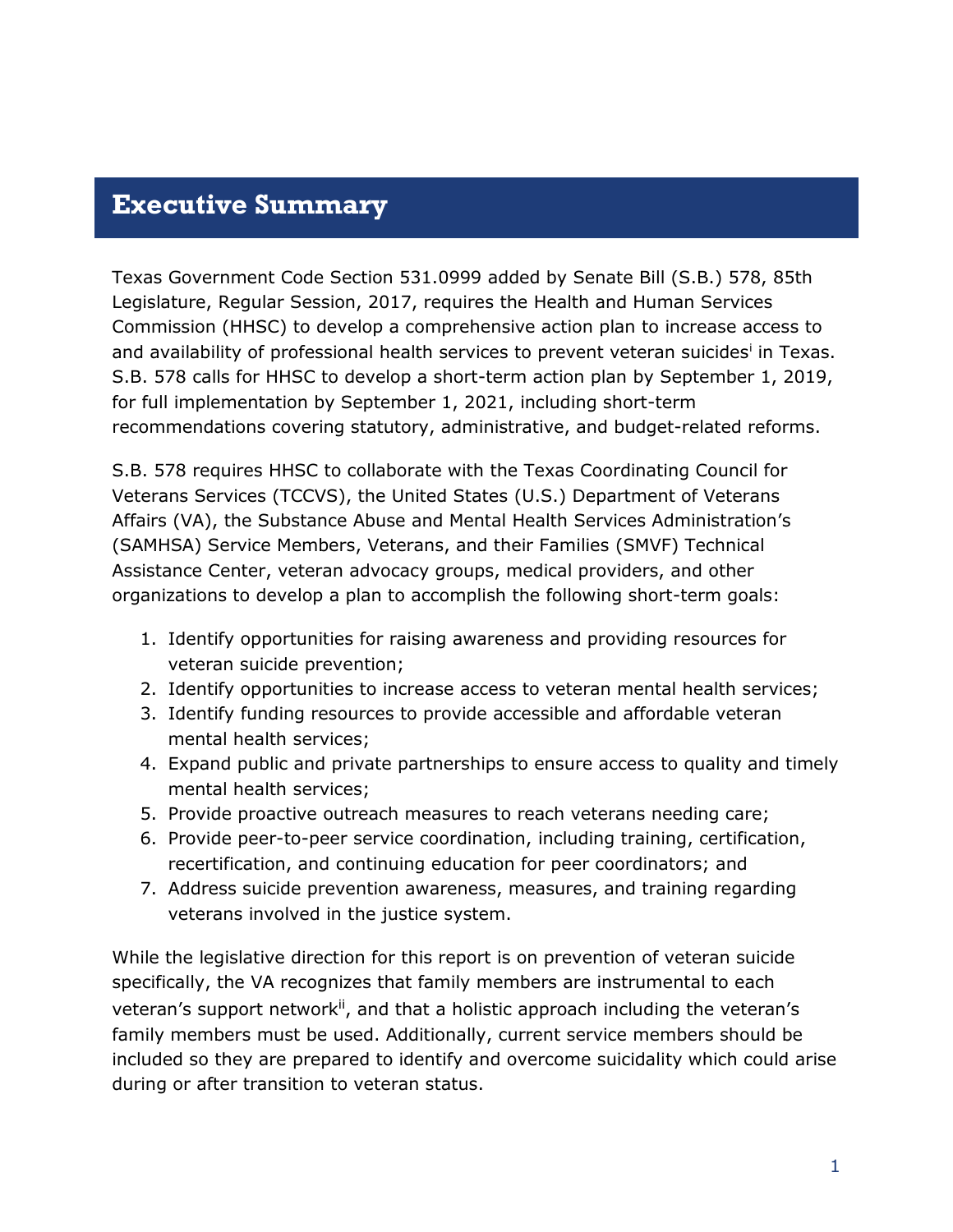# Executive Summary

Texas Government Code Section 531.0999 added by Senate Bill (S.B.) 578, 85th Legislature, Regular Session, 2017, requires the Health and Human Services Commission (HHSC) to develop a comprehensive action plan to increase access to and availability of professional health services to prevent veteran suicides[i] in Texas. S.B. 578 calls for HHSC to develop a short-term action plan by September 1, 2019, for full implementation by September 1, 2021, including short-term recommendations covering statutory, administrative, and budget-related reforms.

S.B. 578 requires HHSC to collaborate with the Texas Coordinating Council for Veterans Services (TCCVS), the United States (U.S.) Department of Veterans Affairs (VA), the Substance Abuse and Mental Health Services Administration's (SAMHSA) Service Members, Veterans, and their Families (SMVF) Technical Assistance Center, veteran advocacy groups, medical providers, and other organizations to develop a plan to accomplish the following short-term goals:

1. Identify opportunities for raising awareness and providing resources for veteran suicide prevention;
2. Identify opportunities to increase access to veteran mental health services;
3. Identify funding resources to provide accessible and affordable veteran mental health services;
4. Expand public and private partnerships to ensure access to quality and timely mental health services;
5. Provide proactive outreach measures to reach veterans needing care;
6. Provide peer-to-peer service coordination, including training, certification, recertification, and continuing education for peer coordinators; and
7. Address suicide prevention awareness, measures, and training regarding veterans involved in the justice system.

While the legislative direction for this report is on prevention of veteran suicide specifically, the VA recognizes that family members are instrumental to each veteran's support network[ii], and that a holistic approach including the veteran's family members must be used. Additionally, current service members should be included so they are prepared to identify and overcome suicidality which could arise during or after transition to veteran status.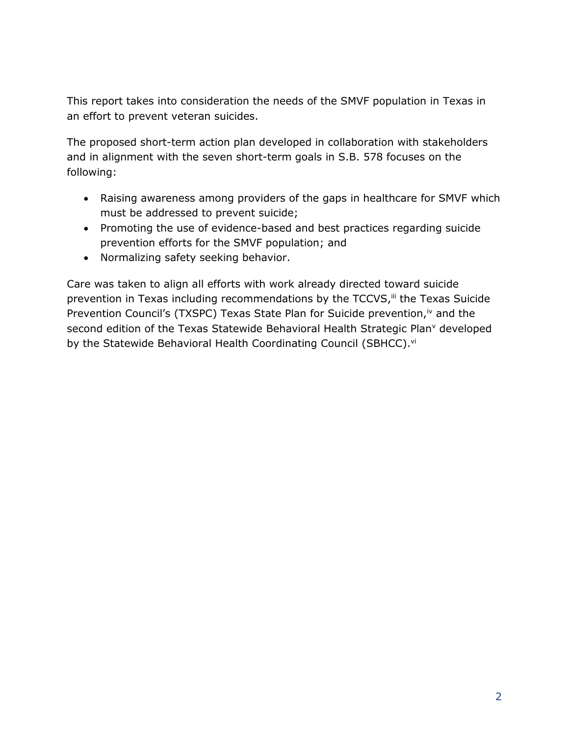This report takes into consideration the needs of the SMVF population in Texas in an effort to prevent veteran suicides.

The proposed short-term action plan developed in collaboration with stakeholders and in alignment with the seven short-term goals in S.B. 578 focuses on the following:

- Raising awareness among providers of the gaps in healthcare for SMVF which must be addressed to prevent suicide;
- Promoting the use of evidence-based and best practices regarding suicide prevention efforts for the SMVF population; and
- Normalizing safety seeking behavior.

Care was taken to align all efforts with work already directed toward suicide prevention in Texas including recommendations by the TCCVS,[iii] the Texas Suicide Prevention Council's (TXSPC) Texas State Plan for Suicide prevention,[iv] and the second edition of the Texas Statewide Behavioral Health Strategic Plan[v] developed by the Statewide Behavioral Health Coordinating Council (SBHCC).[vi]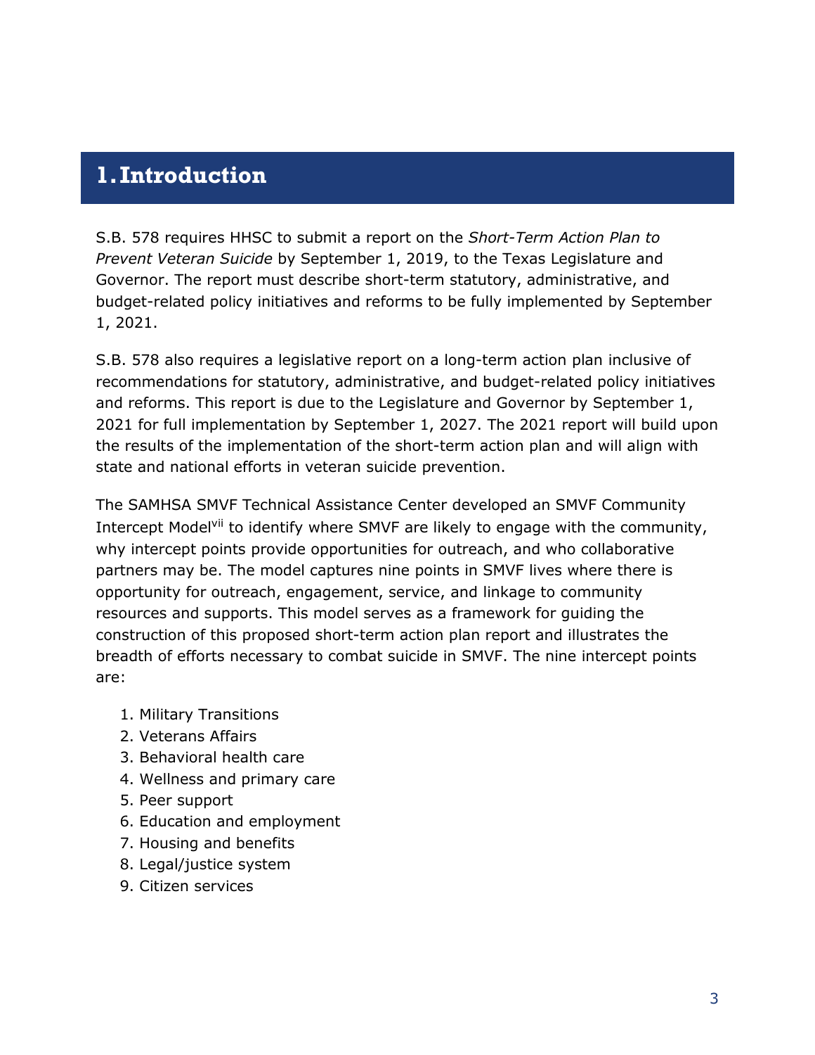# 1. Introduction

S.B. 578 requires HHSC to submit a report on the *Short-Term Action Plan to Prevent Veteran Suicide* by September 1, 2019, to the Texas Legislature and Governor. The report must describe short-term statutory, administrative, and budget-related policy initiatives and reforms to be fully implemented by September 1, 2021.

S.B. 578 also requires a legislative report on a long-term action plan inclusive of recommendations for statutory, administrative, and budget-related policy initiatives and reforms. This report is due to the Legislature and Governor by September 1, 2021 for full implementation by September 1, 2027. The 2021 report will build upon the results of the implementation of the short-term action plan and will align with state and national efforts in veteran suicide prevention.

The SAMHSA SMVF Technical Assistance Center developed an SMVF Community Intercept Model[vii] to identify where SMVF are likely to engage with the community, why intercept points provide opportunities for outreach, and who collaborative partners may be. The model captures nine points in SMVF lives where there is opportunity for outreach, engagement, service, and linkage to community resources and supports. This model serves as a framework for guiding the construction of this proposed short-term action plan report and illustrates the breadth of efforts necessary to combat suicide in SMVF. The nine intercept points are:

1. Military Transitions
2. Veterans Affairs
3. Behavioral health care
4. Wellness and primary care
5. Peer support
6. Education and employment
7. Housing and benefits
8. Legal/justice system
9. Citizen services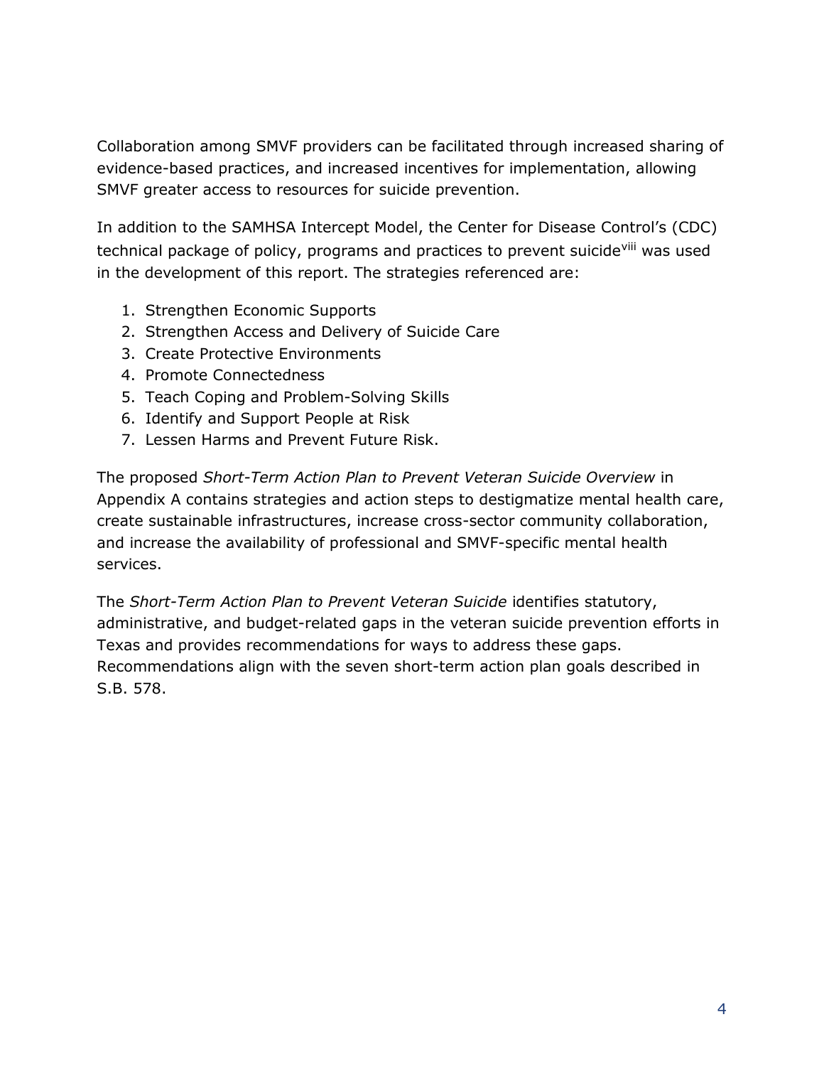Collaboration among SMVF providers can be facilitated through increased sharing of evidence-based practices, and increased incentives for implementation, allowing SMVF greater access to resources for suicide prevention.

In addition to the SAMHSA Intercept Model, the Center for Disease Control's (CDC) technical package of policy, programs and practices to prevent suicide[viii] was used in the development of this report. The strategies referenced are:

1. Strengthen Economic Supports
2. Strengthen Access and Delivery of Suicide Care
3. Create Protective Environments
4. Promote Connectedness
5. Teach Coping and Problem-Solving Skills
6. Identify and Support People at Risk
7. Lessen Harms and Prevent Future Risk.

The proposed *Short-Term Action Plan to Prevent Veteran Suicide Overview* in Appendix A contains strategies and action steps to destigmatize mental health care, create sustainable infrastructures, increase cross-sector community collaboration, and increase the availability of professional and SMVF-specific mental health services.

The *Short-Term Action Plan to Prevent Veteran Suicide* identifies statutory, administrative, and budget-related gaps in the veteran suicide prevention efforts in Texas and provides recommendations for ways to address these gaps. Recommendations align with the seven short-term action plan goals described in S.B. 578.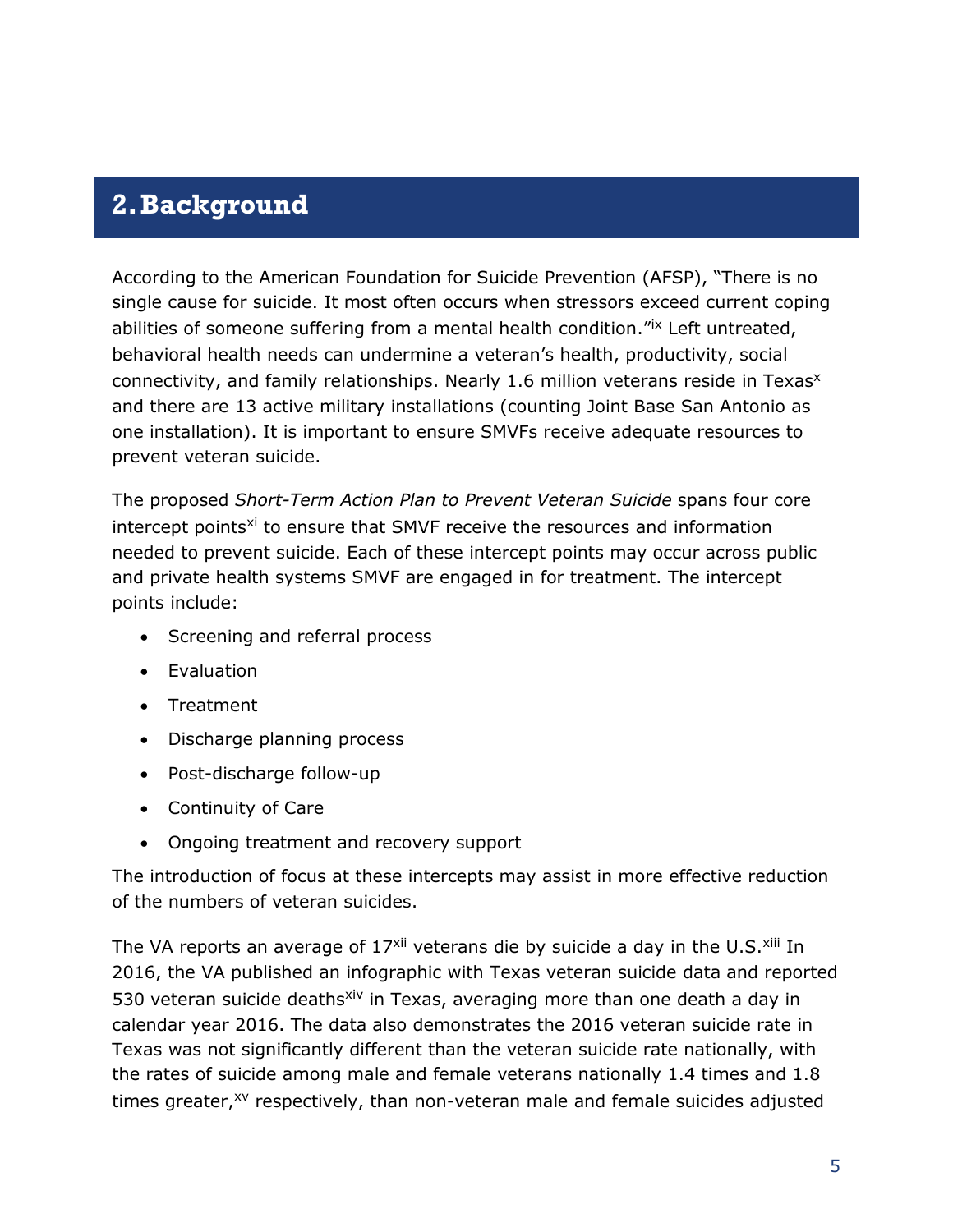## 2. Background

According to the American Foundation for Suicide Prevention (AFSP), "There is no single cause for suicide. It most often occurs when stressors exceed current coping abilities of someone suffering from a mental health condition."[ix] Left untreated, behavioral health needs can undermine a veteran's health, productivity, social connectivity, and family relationships. Nearly 1.6 million veterans reside in Texas[x] and there are 13 active military installations (counting Joint Base San Antonio as one installation). It is important to ensure SMVFs receive adequate resources to prevent veteran suicide.

The proposed *Short-Term Action Plan to Prevent Veteran Suicide* spans four core intercept points[xi] to ensure that SMVF receive the resources and information needed to prevent suicide. Each of these intercept points may occur across public and private health systems SMVF are engaged in for treatment. The intercept points include:

- Screening and referral process
- Evaluation
- Treatment
- Discharge planning process
- Post-discharge follow-up
- Continuity of Care
- Ongoing treatment and recovery support

The introduction of focus at these intercepts may assist in more effective reduction of the numbers of veteran suicides.

The VA reports an average of 17[xii] veterans die by suicide a day in the U.S.[xiii] In 2016, the VA published an infographic with Texas veteran suicide data and reported 530 veteran suicide deaths[xiv] in Texas, averaging more than one death a day in calendar year 2016. The data also demonstrates the 2016 veteran suicide rate in Texas was not significantly different than the veteran suicide rate nationally, with the rates of suicide among male and female veterans nationally 1.4 times and 1.8 times greater,[xv] respectively, than non-veteran male and female suicides adjusted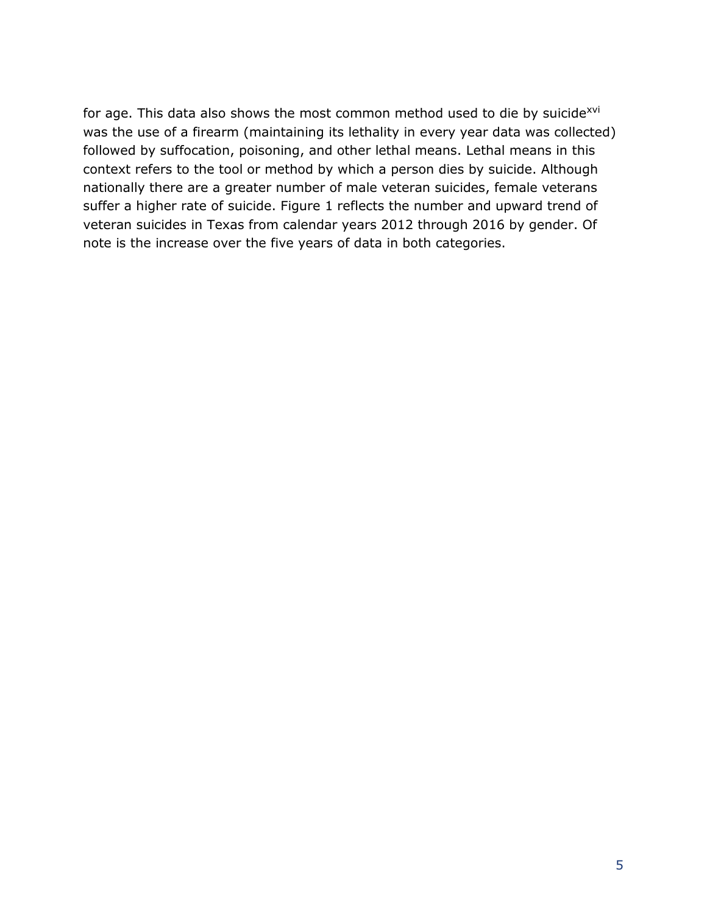for age. This data also shows the most common method used to die by suicide[xvi] was the use of a firearm (maintaining its lethality in every year data was collected) followed by suffocation, poisoning, and other lethal means. Lethal means in this context refers to the tool or method by which a person dies by suicide. Although nationally there are a greater number of male veteran suicides, female veterans suffer a higher rate of suicide. Figure 1 reflects the number and upward trend of veteran suicides in Texas from calendar years 2012 through 2016 by gender. Of note is the increase over the five years of data in both categories.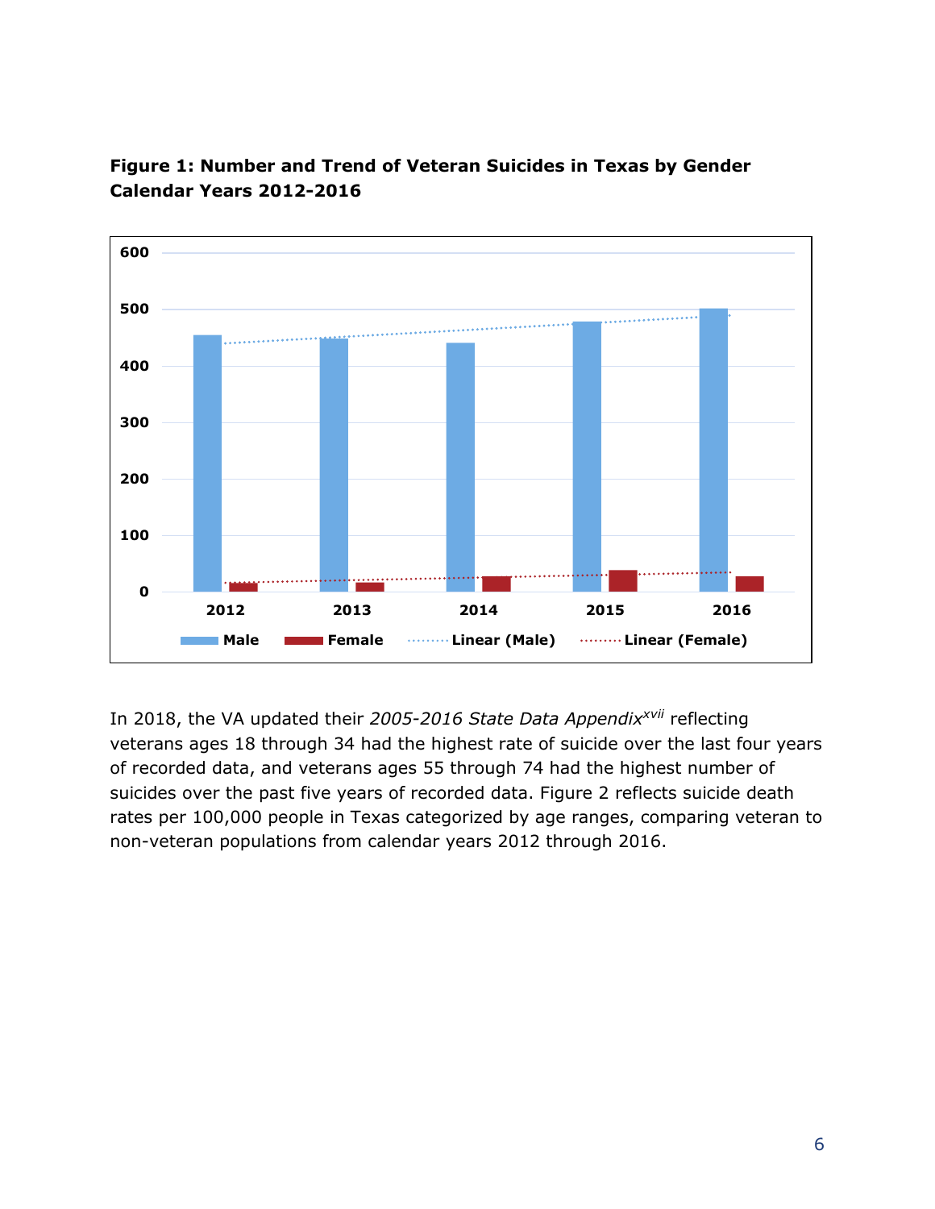**Figure 1: Number and Trend of Veteran Suicides in Texas by Gender Calendar Years 2012-2016**

600
500
400
300
200
100
0
2012
2013
2014
2015
2016
Male
Female
Linear (Male)
Linear (Female)

In 2018, the VA updated their *2005-2016 State Data Appendix*[xvii] reflecting veterans ages 18 through 34 had the highest rate of suicide over the last four years of recorded data, and veterans ages 55 through 74 had the highest number of suicides over the past five years of recorded data. Figure 2 reflects suicide death rates per 100,000 people in Texas categorized by age ranges, comparing veteran to non-veteran populations from calendar years 2012 through 2016.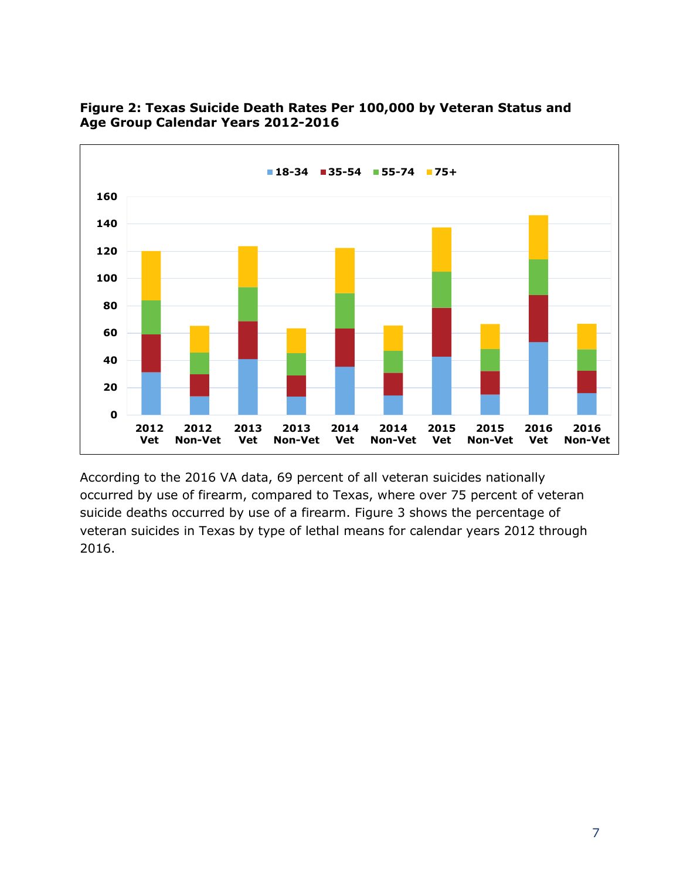**Figure 2: Texas Suicide Death Rates Per 100,000 by Veteran Status and Age Group Calendar Years 2012-2016**

18-34
35-54
55-74
75+

160
140
120
100
80
60
40
20
0

2012 Vet
2012 Non-Vet
2013 Vet
2013 Non-Vet
2014 Vet
2014 Non-Vet
2015 Vet
2015 Non-Vet
2016 Vet
2016 Non-Vet

According to the 2016 VA data, 69 percent of all veteran suicides nationally occurred by use of firearm, compared to Texas, where over 75 percent of veteran suicide deaths occurred by use of a firearm. Figure 3 shows the percentage of veteran suicides in Texas by type of lethal means for calendar years 2012 through 2016.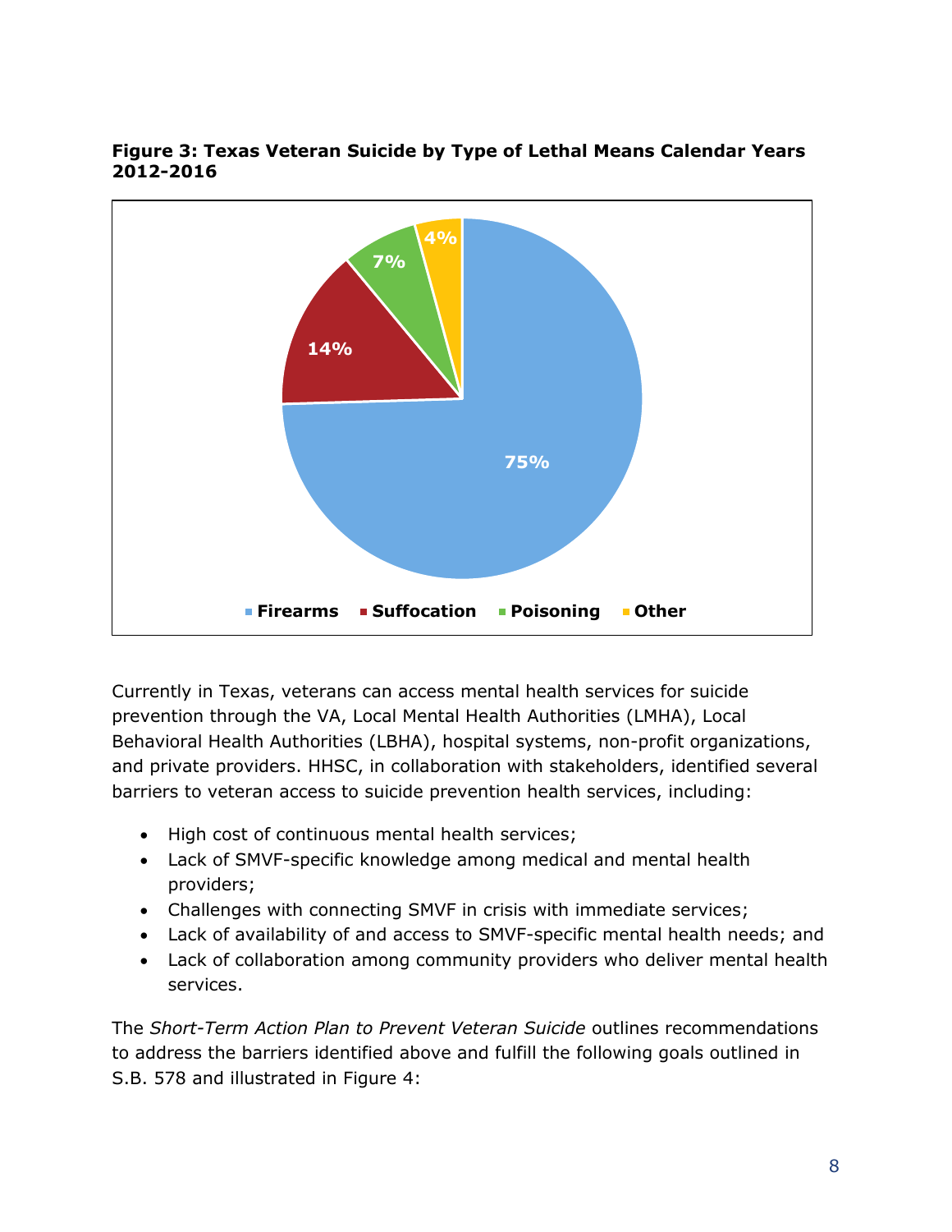**Figure 3: Texas Veteran Suicide by Type of Lethal Means Calendar Years 2012-2016**

75%
14%
7%
4%

Firearms
Suffocation
Poisoning
Other

Currently in Texas, veterans can access mental health services for suicide prevention through the VA, Local Mental Health Authorities (LMHA), Local Behavioral Health Authorities (LBHA), hospital systems, non-profit organizations, and private providers. HHSC, in collaboration with stakeholders, identified several barriers to veteran access to suicide prevention health services, including:

- High cost of continuous mental health services;
- Lack of SMVF-specific knowledge among medical and mental health providers;
- Challenges with connecting SMVF in crisis with immediate services;
- Lack of availability of and access to SMVF-specific mental health needs; and
- Lack of collaboration among community providers who deliver mental health services.

The *Short-Term Action Plan to Prevent Veteran Suicide* outlines recommendations to address the barriers identified above and fulfill the following goals outlined in S.B. 578 and illustrated in Figure 4: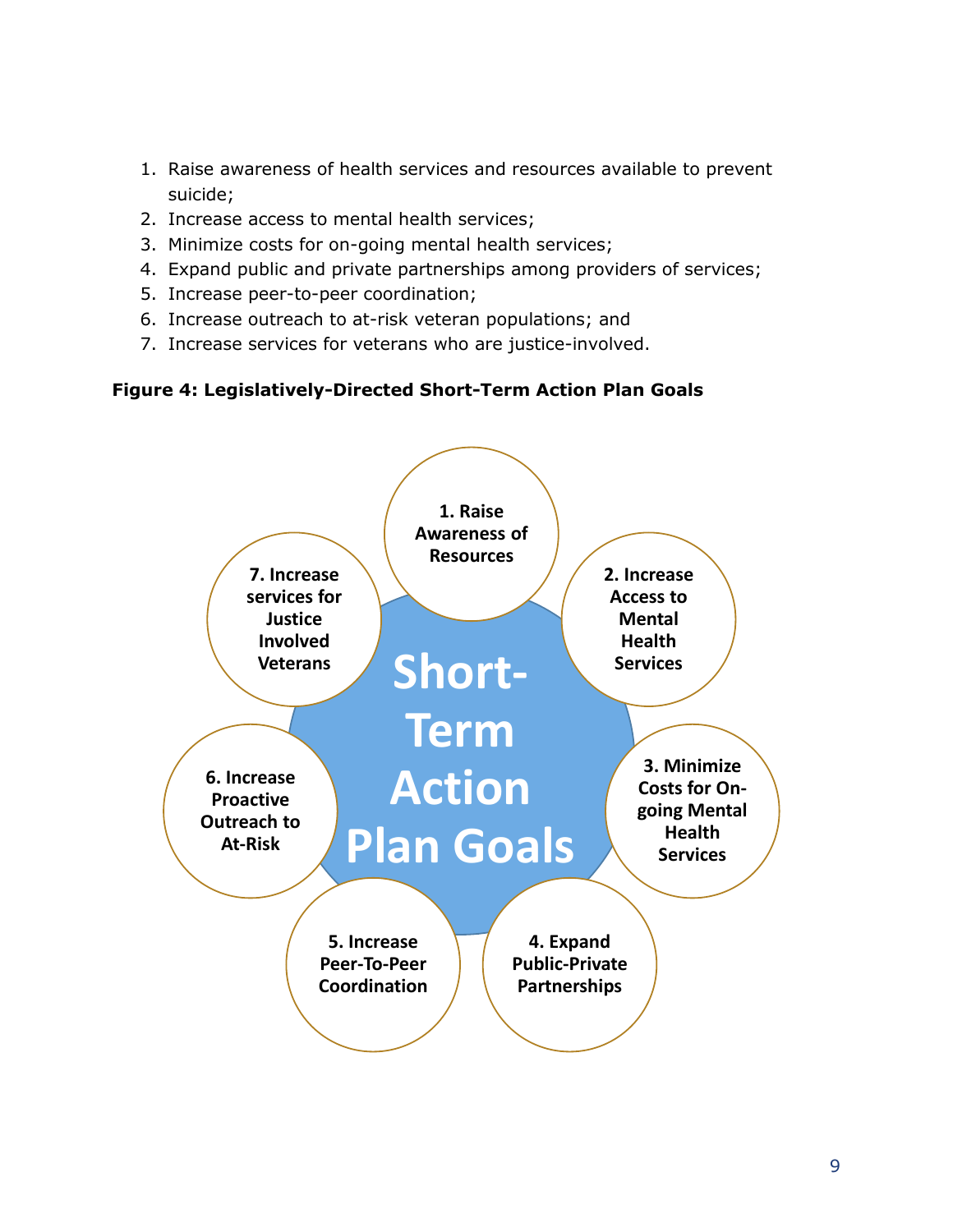1. Raise awareness of health services and resources available to prevent suicide;
2. Increase access to mental health services;
3. Minimize costs for on-going mental health services;
4. Expand public and private partnerships among providers of services;
5. Increase peer-to-peer coordination;
6. Increase outreach to at-risk veteran populations; and
7. Increase services for veterans who are justice-involved.

**Figure 4: Legislatively-Directed Short-Term Action Plan Goals**

Short-Term Action Plan Goals

1. Raise Awareness of Resources

2. Increase Access to Mental Health Services

3. Minimize Costs for On-going Mental Health Services

4. Expand Public-Private Partnerships

5. Increase Peer-To-Peer Coordination

6. Increase Proactive Outreach to At-Risk

7. Increase services for Justice Involved Veterans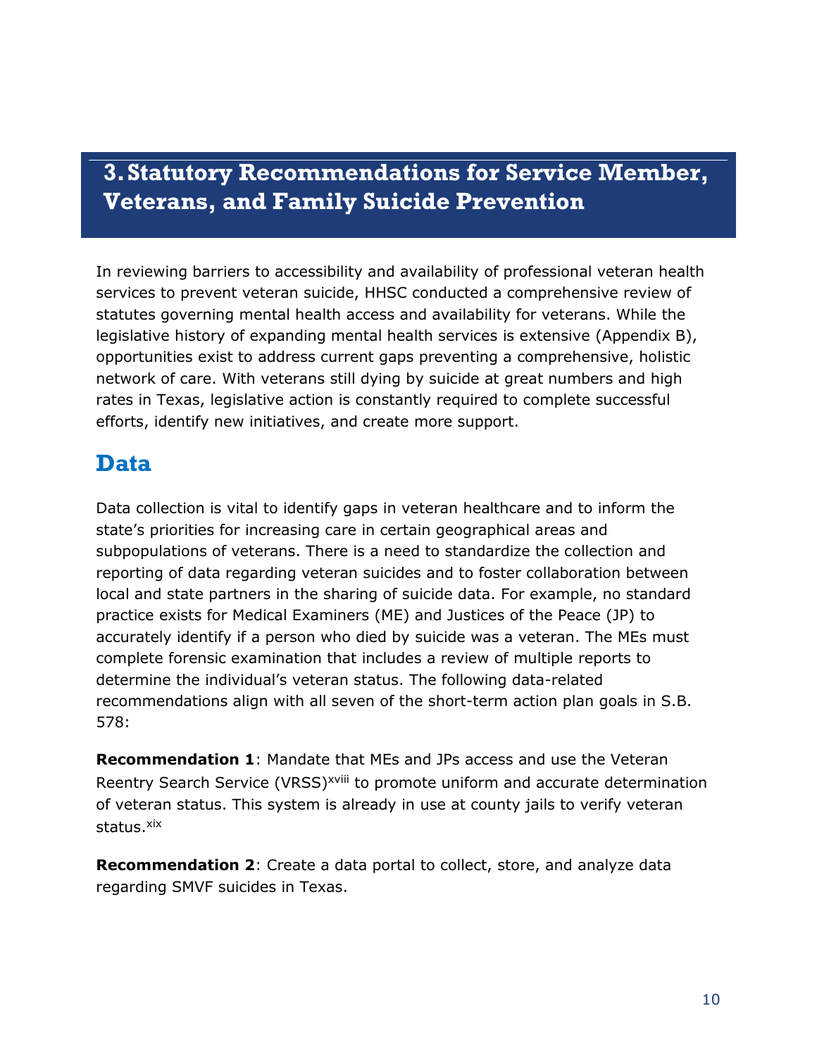# 3. Statutory Recommendations for Service Member, Veterans, and Family Suicide Prevention

In reviewing barriers to accessibility and availability of professional veteran health services to prevent veteran suicide, HHSC conducted a comprehensive review of statutes governing mental health access and availability for veterans. While the legislative history of expanding mental health services is extensive (Appendix B), opportunities exist to address current gaps preventing a comprehensive, holistic network of care. With veterans still dying by suicide at great numbers and high rates in Texas, legislative action is constantly required to complete successful efforts, identify new initiatives, and create more support.

## Data

Data collection is vital to identify gaps in veteran healthcare and to inform the state's priorities for increasing care in certain geographical areas and subpopulations of veterans. There is a need to standardize the collection and reporting of data regarding veteran suicides and to foster collaboration between local and state partners in the sharing of suicide data. For example, no standard practice exists for Medical Examiners (ME) and Justices of the Peace (JP) to accurately identify if a person who died by suicide was a veteran. The MEs must complete forensic examination that includes a review of multiple reports to determine the individual's veteran status. The following data-related recommendations align with all seven of the short-term action plan goals in S.B. 578:

**Recommendation 1**: Mandate that MEs and JPs access and use the Veteran Reentry Search Service (VRSS)[xviii] to promote uniform and accurate determination of veteran status. This system is already in use at county jails to verify veteran status.[xix]

**Recommendation 2**: Create a data portal to collect, store, and analyze data regarding SMVF suicides in Texas.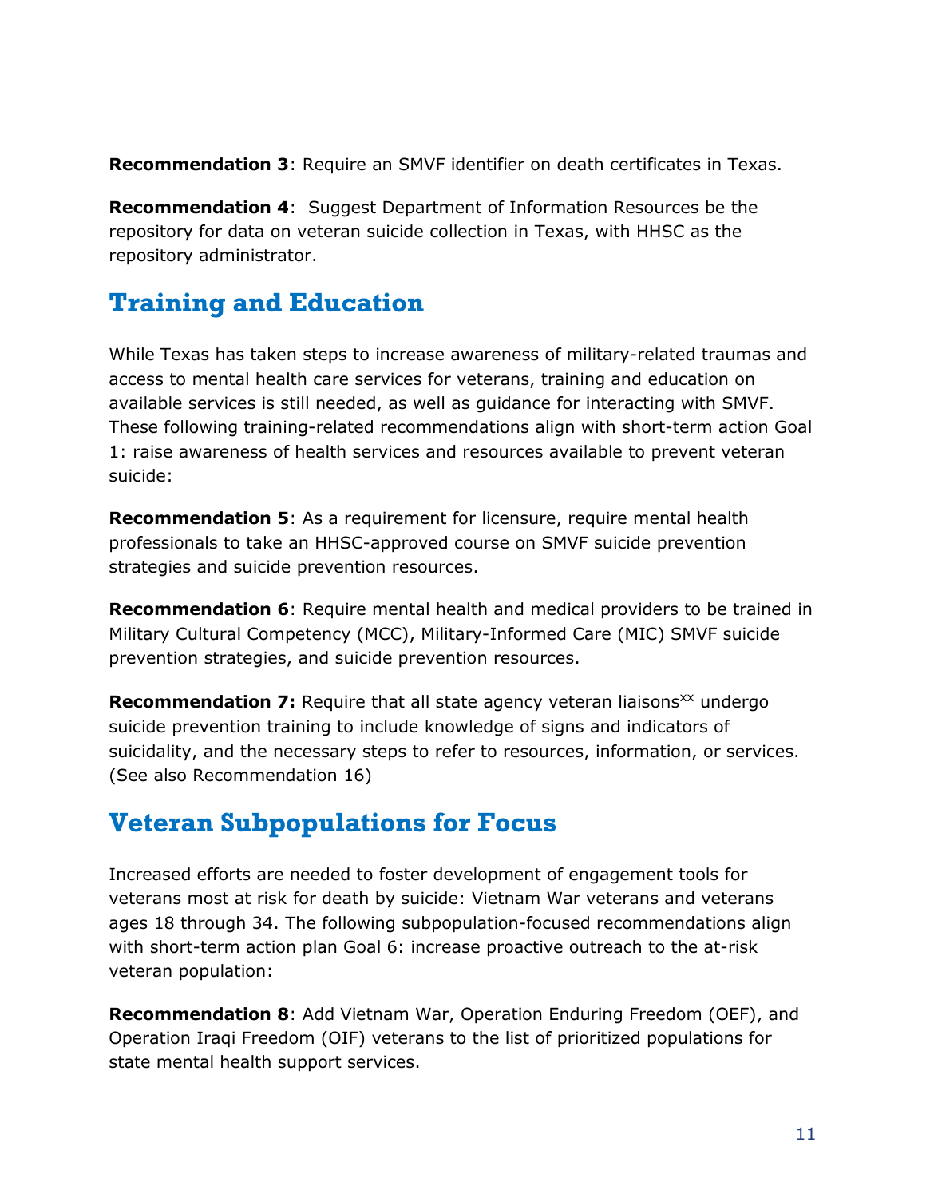**Recommendation 3**: Require an SMVF identifier on death certificates in Texas.

**Recommendation 4**: Suggest Department of Information Resources be the repository for data on veteran suicide collection in Texas, with HHSC as the repository administrator.

## Training and Education

While Texas has taken steps to increase awareness of military-related traumas and access to mental health care services for veterans, training and education on available services is still needed, as well as guidance for interacting with SMVF. These following training-related recommendations align with short-term action Goal 1: raise awareness of health services and resources available to prevent veteran suicide:

**Recommendation 5**: As a requirement for licensure, require mental health professionals to take an HHSC-approved course on SMVF suicide prevention strategies and suicide prevention resources.

**Recommendation 6**: Require mental health and medical providers to be trained in Military Cultural Competency (MCC), Military-Informed Care (MIC) SMVF suicide prevention strategies, and suicide prevention resources.

**Recommendation 7:** Require that all state agency veteran liaisons[xx] undergo suicide prevention training to include knowledge of signs and indicators of suicidality, and the necessary steps to refer to resources, information, or services. (See also Recommendation 16)

## Veteran Subpopulations for Focus

Increased efforts are needed to foster development of engagement tools for veterans most at risk for death by suicide: Vietnam War veterans and veterans ages 18 through 34. The following subpopulation-focused recommendations align with short-term action plan Goal 6: increase proactive outreach to the at-risk veteran population:

**Recommendation 8**: Add Vietnam War, Operation Enduring Freedom (OEF), and Operation Iraqi Freedom (OIF) veterans to the list of prioritized populations for state mental health support services.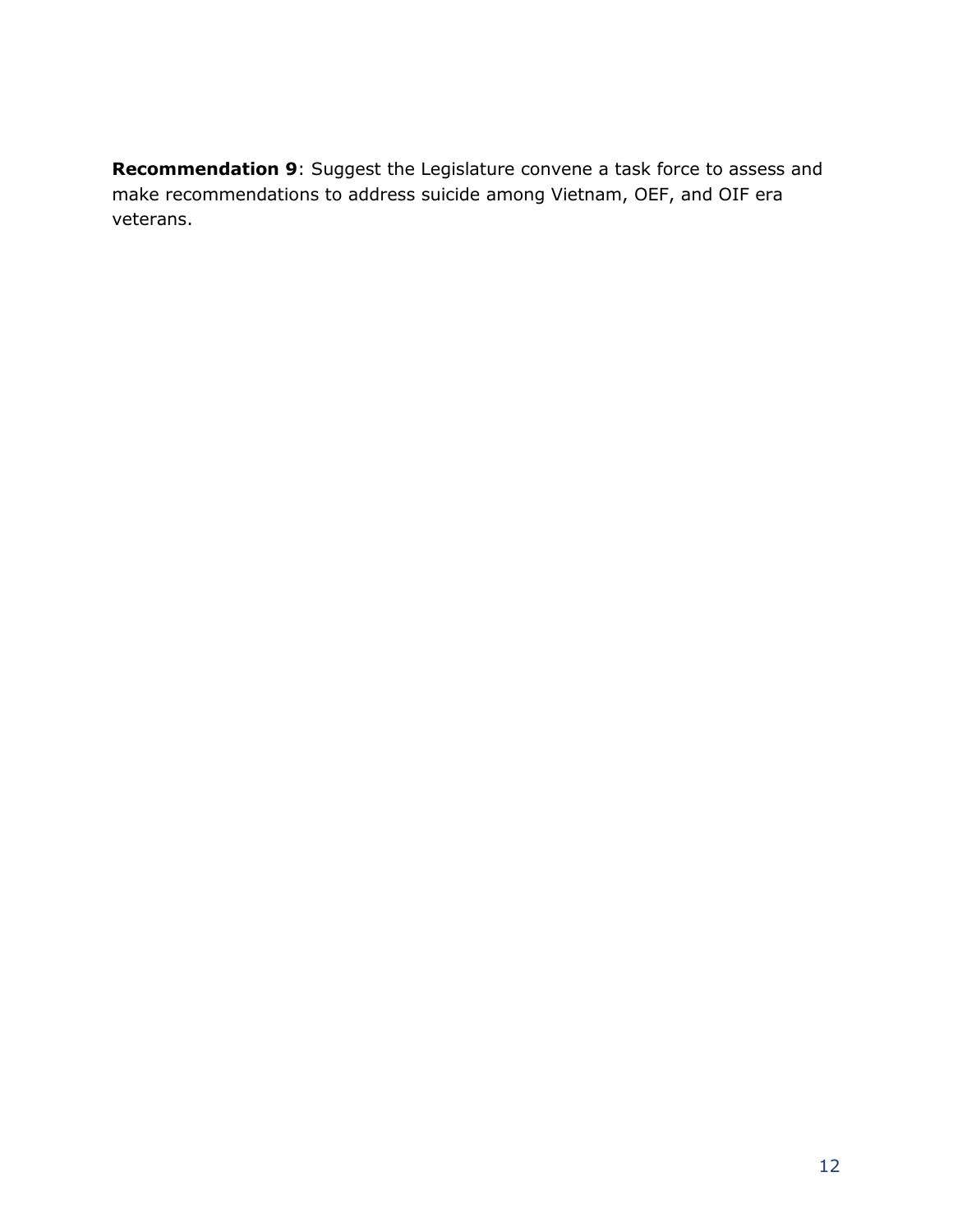**Recommendation 9**: Suggest the Legislature convene a task force to assess and make recommendations to address suicide among Vietnam, OEF, and OIF era veterans.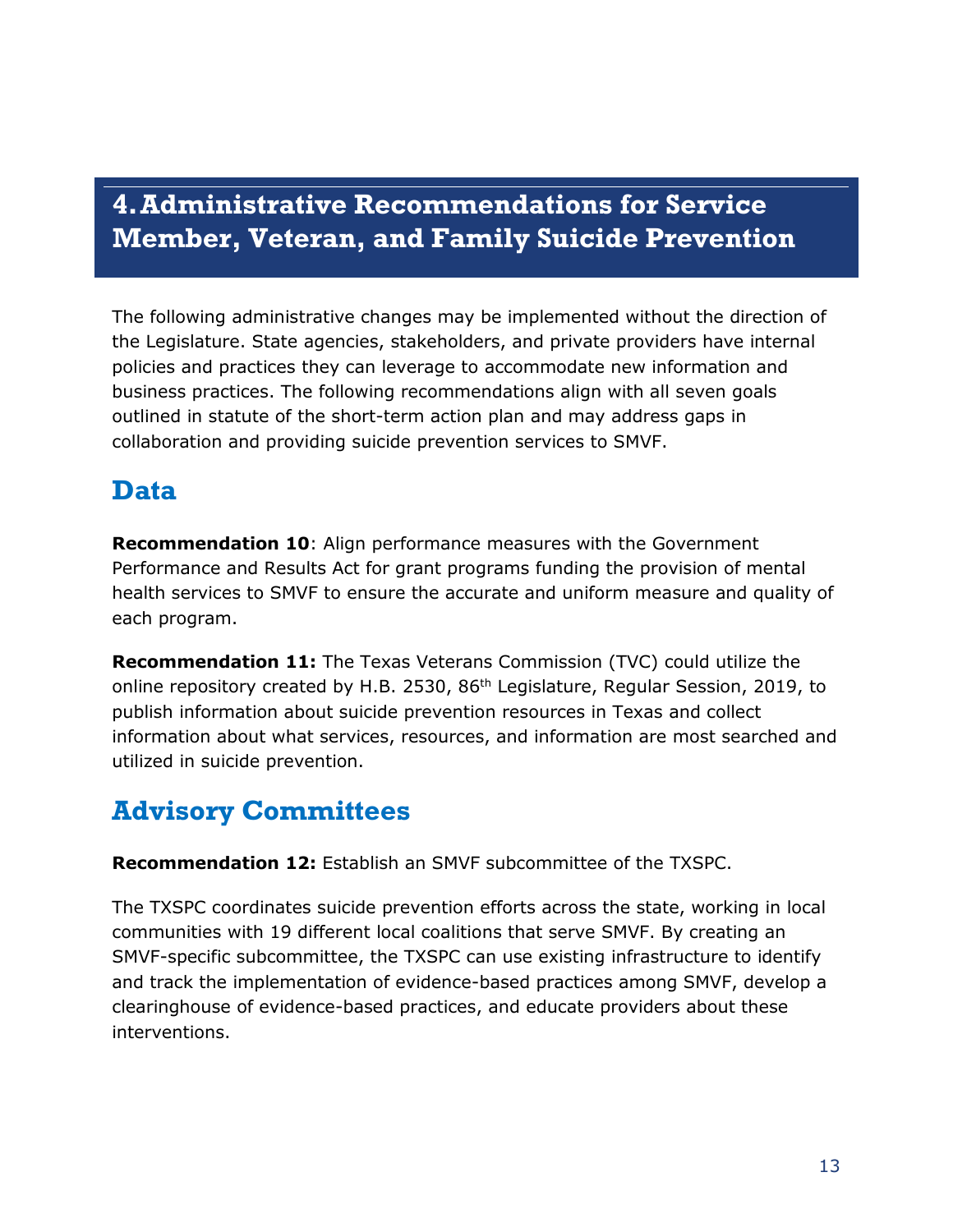# 4. Administrative Recommendations for Service Member, Veteran, and Family Suicide Prevention

The following administrative changes may be implemented without the direction of the Legislature. State agencies, stakeholders, and private providers have internal policies and practices they can leverage to accommodate new information and business practices. The following recommendations align with all seven goals outlined in statute of the short-term action plan and may address gaps in collaboration and providing suicide prevention services to SMVF.

## Data

**Recommendation 10**: Align performance measures with the Government Performance and Results Act for grant programs funding the provision of mental health services to SMVF to ensure the accurate and uniform measure and quality of each program.

**Recommendation 11:** The Texas Veterans Commission (TVC) could utilize the online repository created by H.B. 2530, 86th Legislature, Regular Session, 2019, to publish information about suicide prevention resources in Texas and collect information about what services, resources, and information are most searched and utilized in suicide prevention.

## Advisory Committees

**Recommendation 12:** Establish an SMVF subcommittee of the TXSPC.

The TXSPC coordinates suicide prevention efforts across the state, working in local communities with 19 different local coalitions that serve SMVF. By creating an SMVF-specific subcommittee, the TXSPC can use existing infrastructure to identify and track the implementation of evidence-based practices among SMVF, develop a clearinghouse of evidence-based practices, and educate providers about these interventions.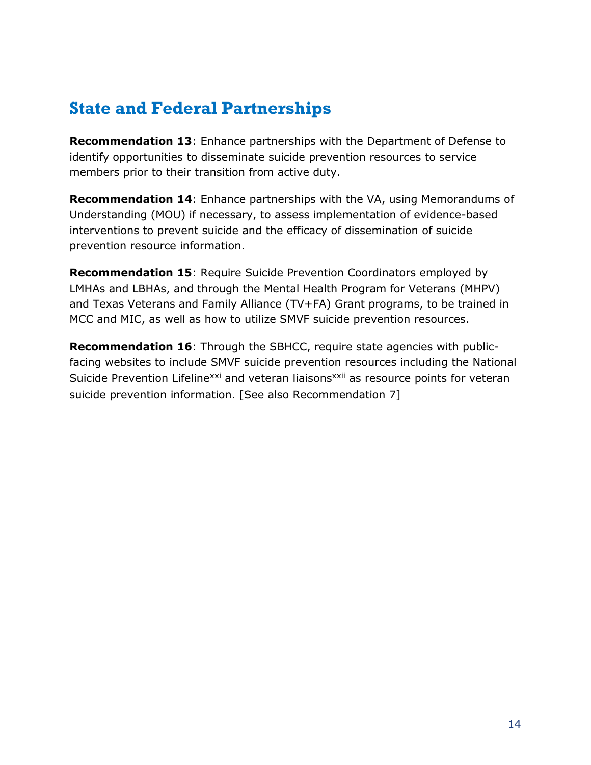## State and Federal Partnerships

**Recommendation 13**: Enhance partnerships with the Department of Defense to identify opportunities to disseminate suicide prevention resources to service members prior to their transition from active duty.

**Recommendation 14**: Enhance partnerships with the VA, using Memorandums of Understanding (MOU) if necessary, to assess implementation of evidence-based interventions to prevent suicide and the efficacy of dissemination of suicide prevention resource information.

**Recommendation 15**: Require Suicide Prevention Coordinators employed by LMHAs and LBHAs, and through the Mental Health Program for Veterans (MHPV) and Texas Veterans and Family Alliance (TV+FA) Grant programs, to be trained in MCC and MIC, as well as how to utilize SMVF suicide prevention resources.

**Recommendation 16**: Through the SBHCC, require state agencies with public-facing websites to include SMVF suicide prevention resources including the National Suicide Prevention Lifeline[xxi] and veteran liaisons[xxii] as resource points for veteran suicide prevention information. [See also Recommendation 7]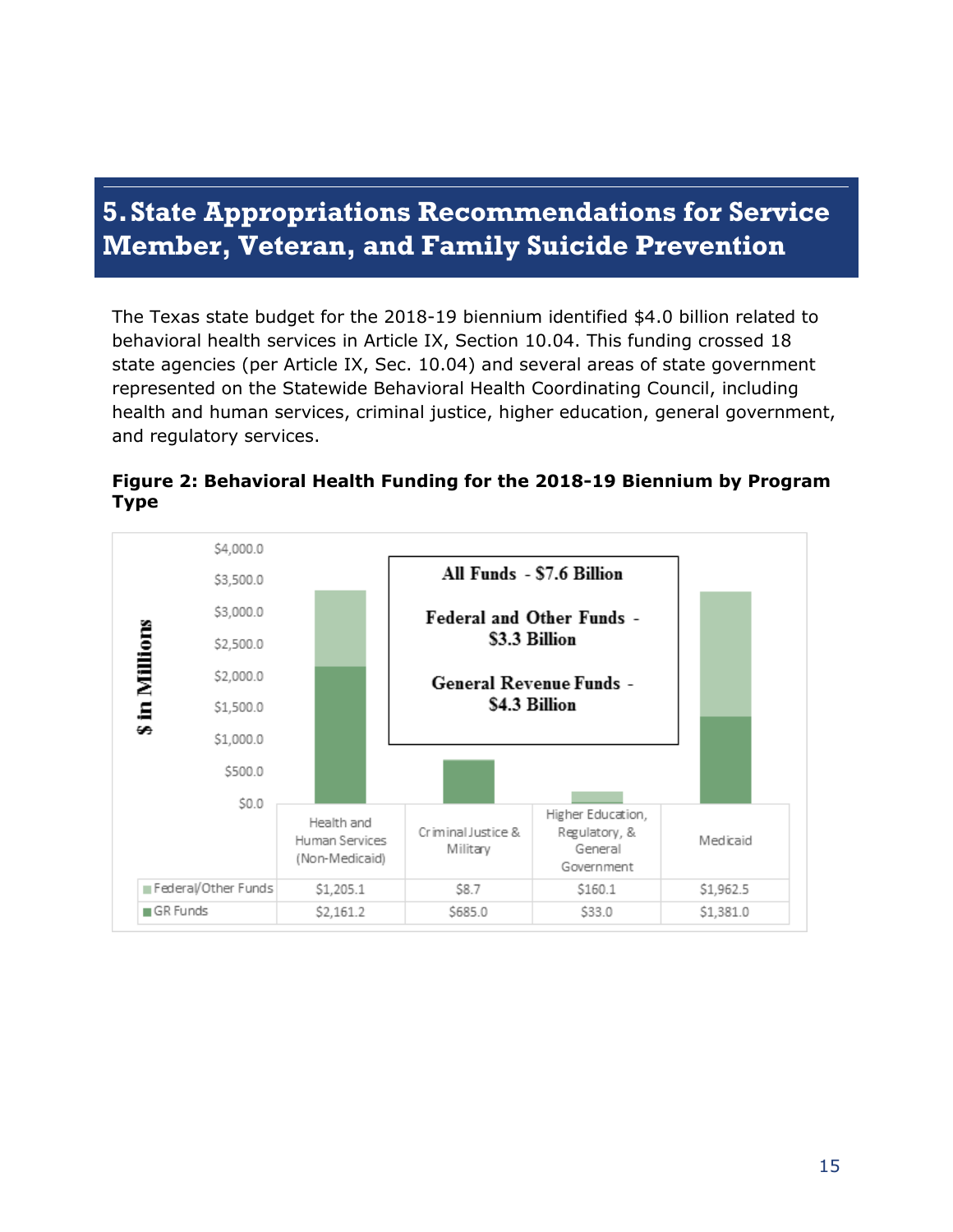# 5. State Appropriations Recommendations for Service Member, Veteran, and Family Suicide Prevention

The Texas state budget for the 2018-19 biennium identified $4.0 billion related to behavioral health services in Article IX, Section 10.04. This funding crossed 18 state agencies (per Article IX, Sec. 10.04) and several areas of state government represented on the Statewide Behavioral Health Coordinating Council, including health and human services, criminal justice, higher education, general government, and regulatory services.

**Figure 2: Behavioral Health Funding for the 2018-19 Biennium by Program Type**

$ in Millions

$4,000.0
$3,500.0
$3,000.0
$2,500.0
$2,000.0
$1,500.0
$1,000.0
$500.0
$0.0

All Funds - $7.6 Billion

Federal and Other Funds - $3.3 Billion

General Revenue Funds - $4.3 Billion

Health and Human Services (Non-Medicaid)
Criminal Justice & Military
Higher Education, Regulatory, & General Government
Medicaid

Federal/Other Funds: $1,205.1 | $8.7 | $160.1 | $1,962.5

GR Funds: $2,161.2 | $685.0 | $33.0 | $1,381.0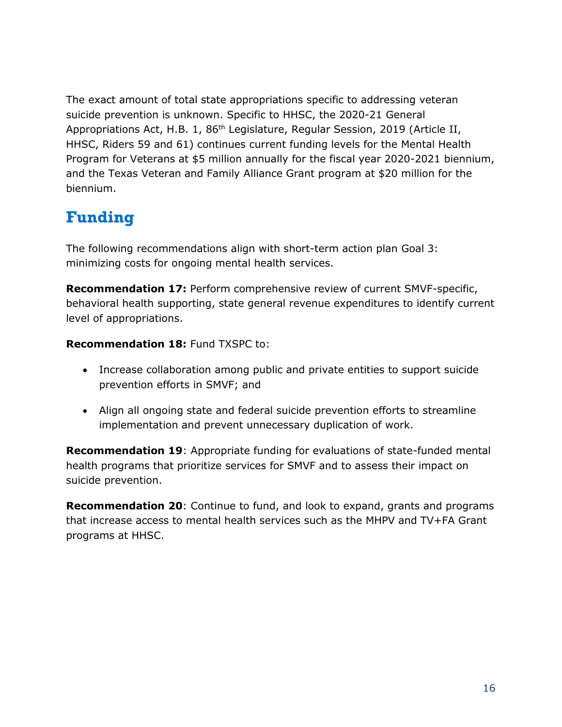The exact amount of total state appropriations specific to addressing veteran suicide prevention is unknown. Specific to HHSC, the 2020-21 General Appropriations Act, H.B. 1, 86th Legislature, Regular Session, 2019 (Article II, HHSC, Riders 59 and 61) continues current funding levels for the Mental Health Program for Veterans at $5 million annually for the fiscal year 2020-2021 biennium, and the Texas Veteran and Family Alliance Grant program at $20 million for the biennium.

## Funding

The following recommendations align with short-term action plan Goal 3: minimizing costs for ongoing mental health services.

**Recommendation 17:** Perform comprehensive review of current SMVF-specific, behavioral health supporting, state general revenue expenditures to identify current level of appropriations.

**Recommendation 18:** Fund TXSPC to:

- Increase collaboration among public and private entities to support suicide prevention efforts in SMVF; and
- Align all ongoing state and federal suicide prevention efforts to streamline implementation and prevent unnecessary duplication of work.

**Recommendation 19**: Appropriate funding for evaluations of state-funded mental health programs that prioritize services for SMVF and to assess their impact on suicide prevention.

**Recommendation 20**: Continue to fund, and look to expand, grants and programs that increase access to mental health services such as the MHPV and TV+FA Grant programs at HHSC.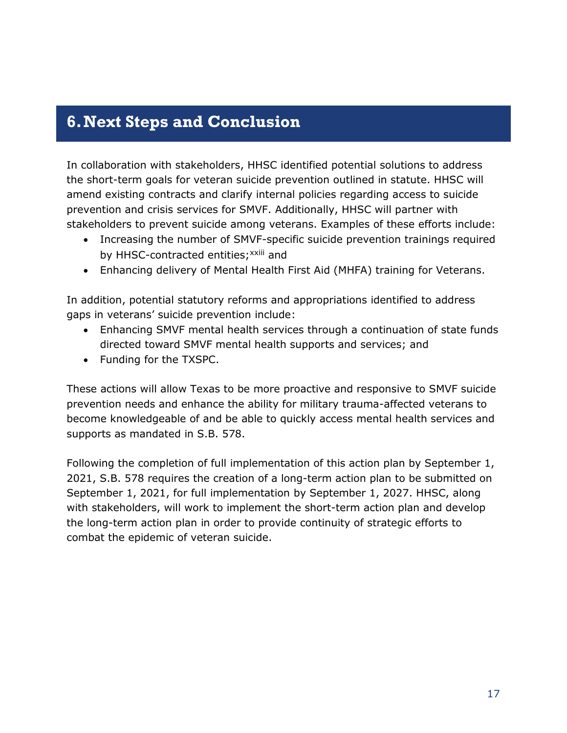# 6. Next Steps and Conclusion

In collaboration with stakeholders, HHSC identified potential solutions to address the short-term goals for veteran suicide prevention outlined in statute. HHSC will amend existing contracts and clarify internal policies regarding access to suicide prevention and crisis services for SMVF. Additionally, HHSC will partner with stakeholders to prevent suicide among veterans. Examples of these efforts include:

- Increasing the number of SMVF-specific suicide prevention trainings required by HHSC-contracted entities;[xxiii] and
- Enhancing delivery of Mental Health First Aid (MHFA) training for Veterans.

In addition, potential statutory reforms and appropriations identified to address gaps in veterans' suicide prevention include:

- Enhancing SMVF mental health services through a continuation of state funds directed toward SMVF mental health supports and services; and
- Funding for the TXSPC.

These actions will allow Texas to be more proactive and responsive to SMVF suicide prevention needs and enhance the ability for military trauma-affected veterans to become knowledgeable of and be able to quickly access mental health services and supports as mandated in S.B. 578.

Following the completion of full implementation of this action plan by September 1, 2021, S.B. 578 requires the creation of a long-term action plan to be submitted on September 1, 2021, for full implementation by September 1, 2027. HHSC, along with stakeholders, will work to implement the short-term action plan and develop the long-term action plan in order to provide continuity of strategic efforts to combat the epidemic of veteran suicide.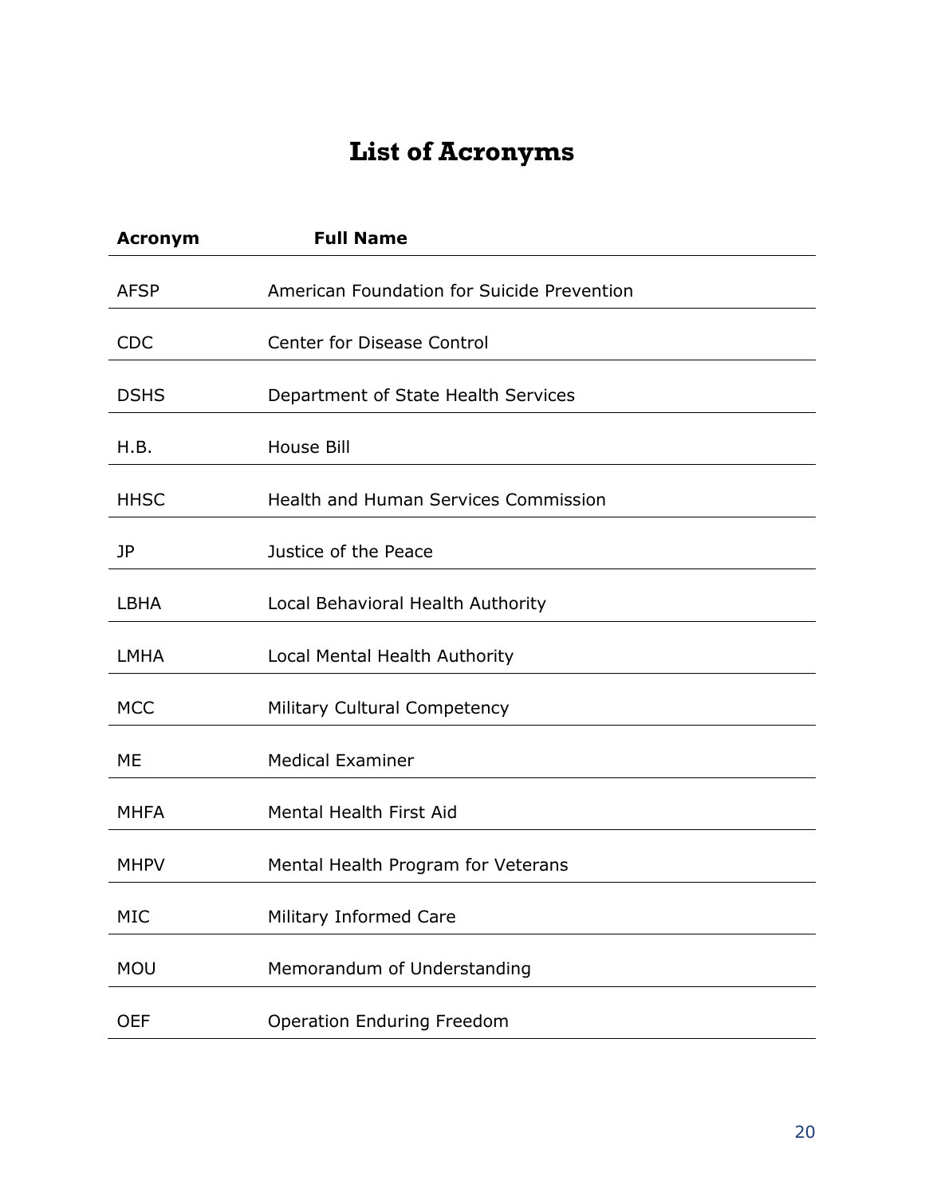# List of Acronyms

| Acronym | Full Name |
|---|---|
| AFSP | American Foundation for Suicide Prevention |
| CDC | Center for Disease Control |
| DSHS | Department of State Health Services |
| H.B. | House Bill |
| HHSC | Health and Human Services Commission |
| JP | Justice of the Peace |
| LBHA | Local Behavioral Health Authority |
| LMHA | Local Mental Health Authority |
| MCC | Military Cultural Competency |
| ME | Medical Examiner |
| MHFA | Mental Health First Aid |
| MHPV | Mental Health Program for Veterans |
| MIC | Military Informed Care |
| MOU | Memorandum of Understanding |
| OEF | Operation Enduring Freedom |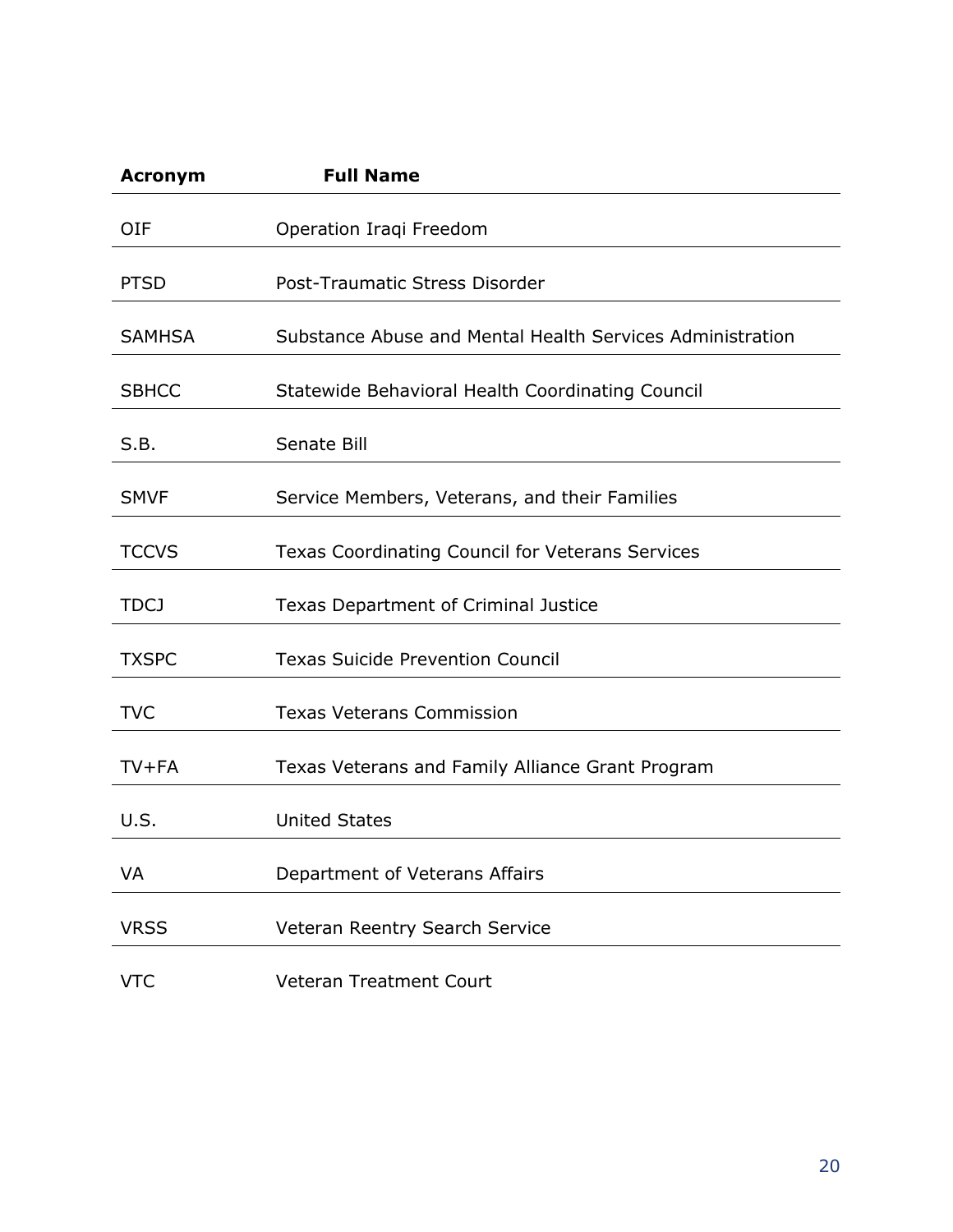| Acronym | Full Name |
|---|---|
| OIF | Operation Iraqi Freedom |
| PTSD | Post-Traumatic Stress Disorder |
| SAMHSA | Substance Abuse and Mental Health Services Administration |
| SBHCC | Statewide Behavioral Health Coordinating Council |
| S.B. | Senate Bill |
| SMVF | Service Members, Veterans, and their Families |
| TCCVS | Texas Coordinating Council for Veterans Services |
| TDCJ | Texas Department of Criminal Justice |
| TXSPC | Texas Suicide Prevention Council |
| TVC | Texas Veterans Commission |
| TV+FA | Texas Veterans and Family Alliance Grant Program |
| U.S. | United States |
| VA | Department of Veterans Affairs |
| VRSS | Veteran Reentry Search Service |
| VTC | Veteran Treatment Court |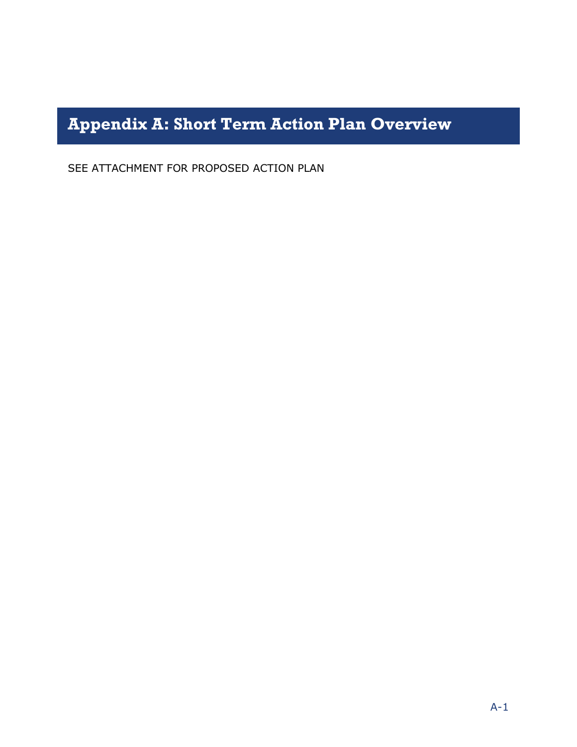# Appendix A: Short Term Action Plan Overview

SEE ATTACHMENT FOR PROPOSED ACTION PLAN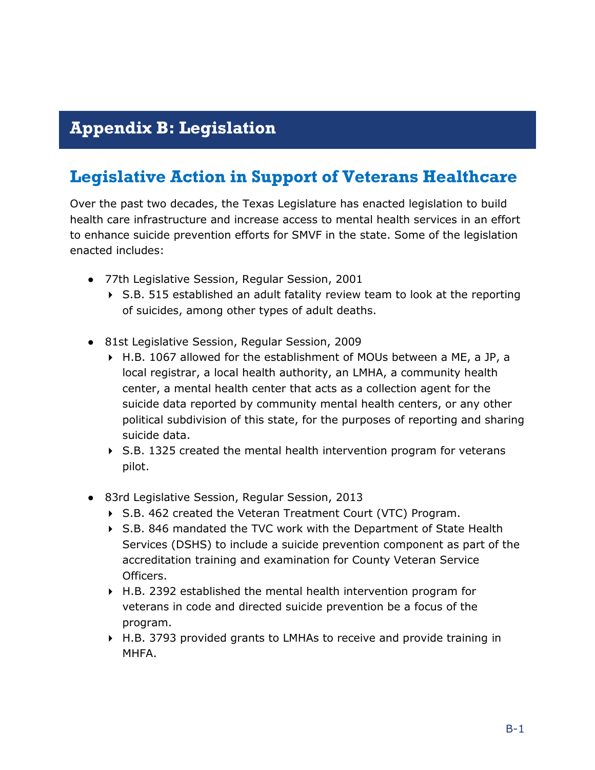# Appendix B: Legislation

## Legislative Action in Support of Veterans Healthcare

Over the past two decades, the Texas Legislature has enacted legislation to build health care infrastructure and increase access to mental health services in an effort to enhance suicide prevention efforts for SMVF in the state. Some of the legislation enacted includes:

- 77th Legislative Session, Regular Session, 2001
  - S.B. 515 established an adult fatality review team to look at the reporting of suicides, among other types of adult deaths.

- 81st Legislative Session, Regular Session, 2009
  - H.B. 1067 allowed for the establishment of MOUs between a ME, a JP, a local registrar, a local health authority, an LMHA, a community health center, a mental health center that acts as a collection agent for the suicide data reported by community mental health centers, or any other political subdivision of this state, for the purposes of reporting and sharing suicide data.
  - S.B. 1325 created the mental health intervention program for veterans pilot.

- 83rd Legislative Session, Regular Session, 2013
  - S.B. 462 created the Veteran Treatment Court (VTC) Program.
  - S.B. 846 mandated the TVC work with the Department of State Health Services (DSHS) to include a suicide prevention component as part of the accreditation training and examination for County Veteran Service Officers.
  - H.B. 2392 established the mental health intervention program for veterans in code and directed suicide prevention be a focus of the program.
  - H.B. 3793 provided grants to LMHAs to receive and provide training in MHFA.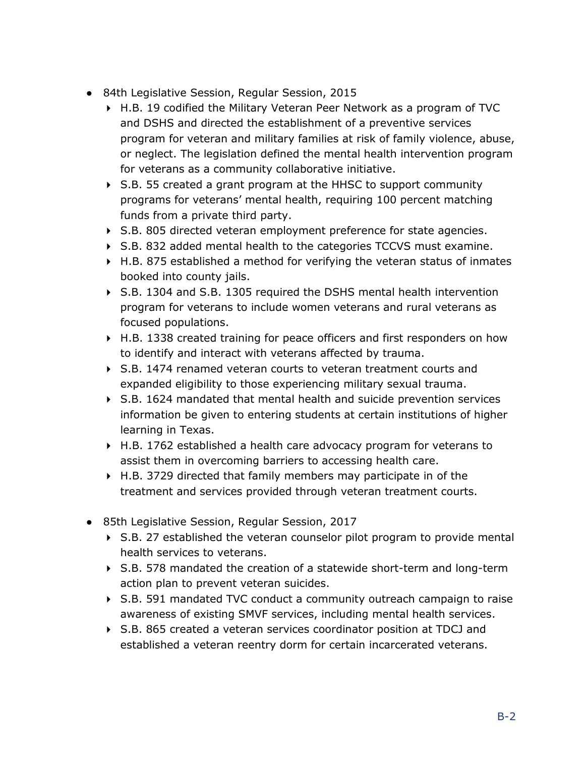- 84th Legislative Session, Regular Session, 2015
  - H.B. 19 codified the Military Veteran Peer Network as a program of TVC and DSHS and directed the establishment of a preventive services program for veteran and military families at risk of family violence, abuse, or neglect. The legislation defined the mental health intervention program for veterans as a community collaborative initiative.
  - S.B. 55 created a grant program at the HHSC to support community programs for veterans' mental health, requiring 100 percent matching funds from a private third party.
  - S.B. 805 directed veteran employment preference for state agencies.
  - S.B. 832 added mental health to the categories TCCVS must examine.
  - H.B. 875 established a method for verifying the veteran status of inmates booked into county jails.
  - S.B. 1304 and S.B. 1305 required the DSHS mental health intervention program for veterans to include women veterans and rural veterans as focused populations.
  - H.B. 1338 created training for peace officers and first responders on how to identify and interact with veterans affected by trauma.
  - S.B. 1474 renamed veteran courts to veteran treatment courts and expanded eligibility to those experiencing military sexual trauma.
  - S.B. 1624 mandated that mental health and suicide prevention services information be given to entering students at certain institutions of higher learning in Texas.
  - H.B. 1762 established a health care advocacy program for veterans to assist them in overcoming barriers to accessing health care.
  - H.B. 3729 directed that family members may participate in of the treatment and services provided through veteran treatment courts.

- 85th Legislative Session, Regular Session, 2017
  - S.B. 27 established the veteran counselor pilot program to provide mental health services to veterans.
  - S.B. 578 mandated the creation of a statewide short-term and long-term action plan to prevent veteran suicides.
  - S.B. 591 mandated TVC conduct a community outreach campaign to raise awareness of existing SMVF services, including mental health services.
  - S.B. 865 created a veteran services coordinator position at TDCJ and established a veteran reentry dorm for certain incarcerated veterans.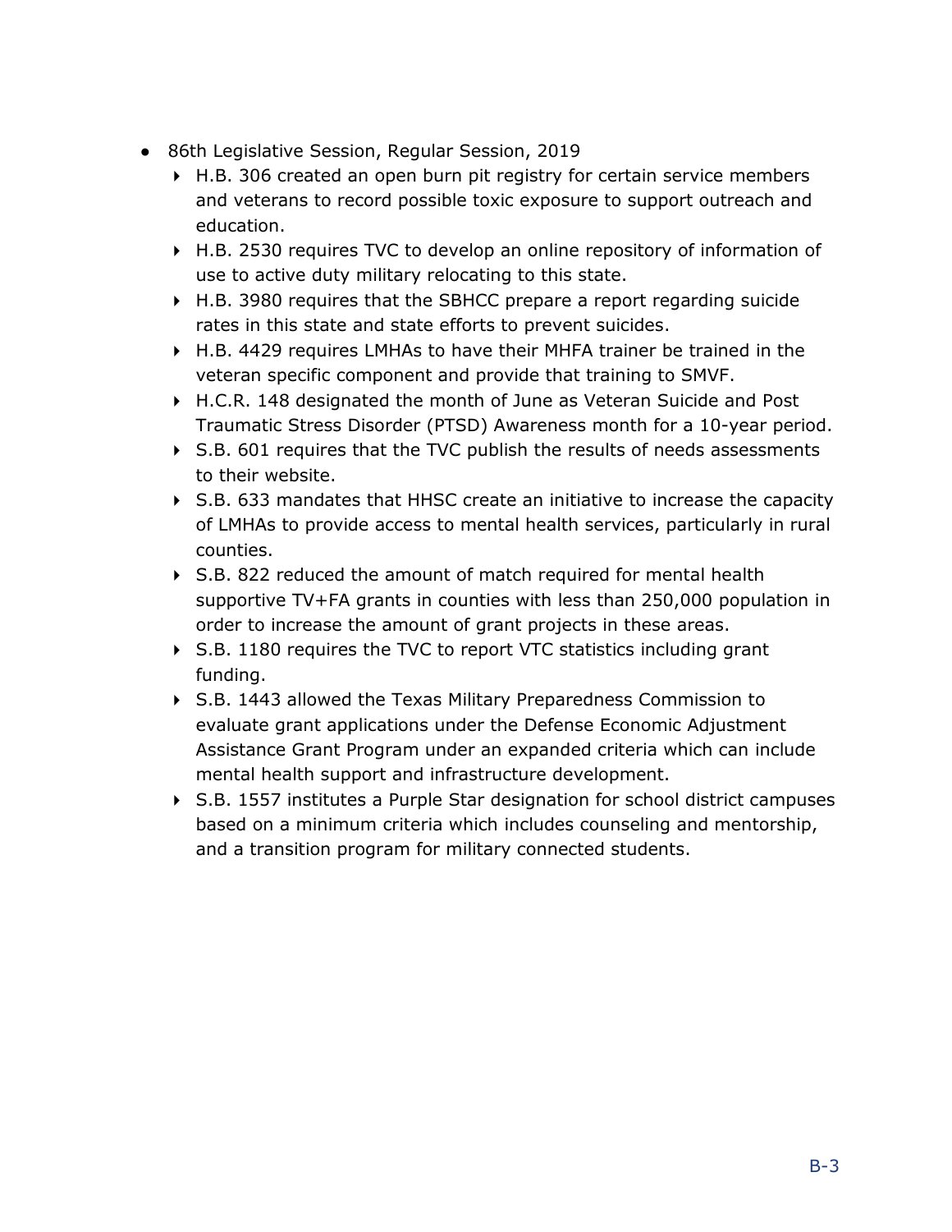- 86th Legislative Session, Regular Session, 2019
  - H.B. 306 created an open burn pit registry for certain service members and veterans to record possible toxic exposure to support outreach and education.
  - H.B. 2530 requires TVC to develop an online repository of information of use to active duty military relocating to this state.
  - H.B. 3980 requires that the SBHCC prepare a report regarding suicide rates in this state and state efforts to prevent suicides.
  - H.B. 4429 requires LMHAs to have their MHFA trainer be trained in the veteran specific component and provide that training to SMVF.
  - H.C.R. 148 designated the month of June as Veteran Suicide and Post Traumatic Stress Disorder (PTSD) Awareness month for a 10-year period.
  - S.B. 601 requires that the TVC publish the results of needs assessments to their website.
  - S.B. 633 mandates that HHSC create an initiative to increase the capacity of LMHAs to provide access to mental health services, particularly in rural counties.
  - S.B. 822 reduced the amount of match required for mental health supportive TV+FA grants in counties with less than 250,000 population in order to increase the amount of grant projects in these areas.
  - S.B. 1180 requires the TVC to report VTC statistics including grant funding.
  - S.B. 1443 allowed the Texas Military Preparedness Commission to evaluate grant applications under the Defense Economic Adjustment Assistance Grant Program under an expanded criteria which can include mental health support and infrastructure development.
  - S.B. 1557 institutes a Purple Star designation for school district campuses based on a minimum criteria which includes counseling and mentorship, and a transition program for military connected students.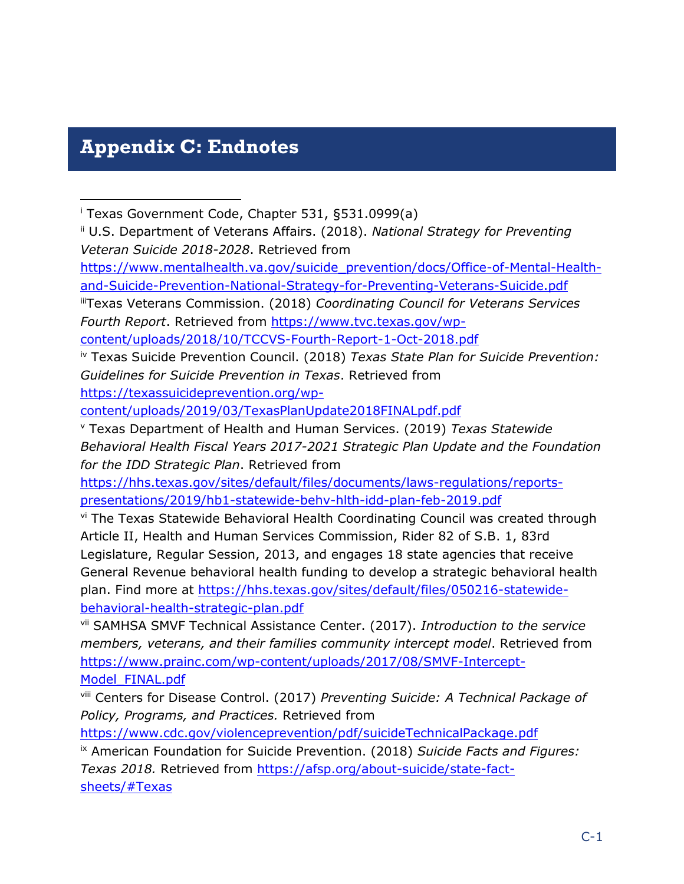# Appendix C: Endnotes

[i] Texas Government Code, Chapter 531, §531.0999(a)

[ii] U.S. Department of Veterans Affairs. (2018). *National Strategy for Preventing Veteran Suicide 2018-2028*. Retrieved from https://www.mentalhealth.va.gov/suicide_prevention/docs/Office-of-Mental-Health-and-Suicide-Prevention-National-Strategy-for-Preventing-Veterans-Suicide.pdf

[iii] Texas Veterans Commission. (2018) *Coordinating Council for Veterans Services Fourth Report*. Retrieved from https://www.tvc.texas.gov/wp-content/uploads/2018/10/TCCVS-Fourth-Report-1-Oct-2018.pdf

[iv] Texas Suicide Prevention Council. (2018) *Texas State Plan for Suicide Prevention: Guidelines for Suicide Prevention in Texas*. Retrieved from https://texassuicideprevention.org/wp-content/uploads/2019/03/TexasPlanUpdate2018FINALpdf.pdf

[v] Texas Department of Health and Human Services. (2019) *Texas Statewide Behavioral Health Fiscal Years 2017-2021 Strategic Plan Update and the Foundation for the IDD Strategic Plan*. Retrieved from https://hhs.texas.gov/sites/default/files/documents/laws-regulations/reports-presentations/2019/hb1-statewide-behv-hlth-idd-plan-feb-2019.pdf

[vi] The Texas Statewide Behavioral Health Coordinating Council was created through Article II, Health and Human Services Commission, Rider 82 of S.B. 1, 83rd Legislature, Regular Session, 2013, and engages 18 state agencies that receive General Revenue behavioral health funding to develop a strategic behavioral health plan. Find more at https://hhs.texas.gov/sites/default/files/050216-statewide-behavioral-health-strategic-plan.pdf

[vii] SAMHSA SMVF Technical Assistance Center. (2017). *Introduction to the service members, veterans, and their families community intercept model*. Retrieved from https://www.prainc.com/wp-content/uploads/2017/08/SMVF-Intercept-Model_FINAL.pdf

[viii] Centers for Disease Control. (2017) *Preventing Suicide: A Technical Package of Policy, Programs, and Practices.* Retrieved from https://www.cdc.gov/violenceprevention/pdf/suicideTechnicalPackage.pdf

[ix] American Foundation for Suicide Prevention. (2018) *Suicide Facts and Figures: Texas 2018.* Retrieved from https://afsp.org/about-suicide/state-fact-sheets/#Texas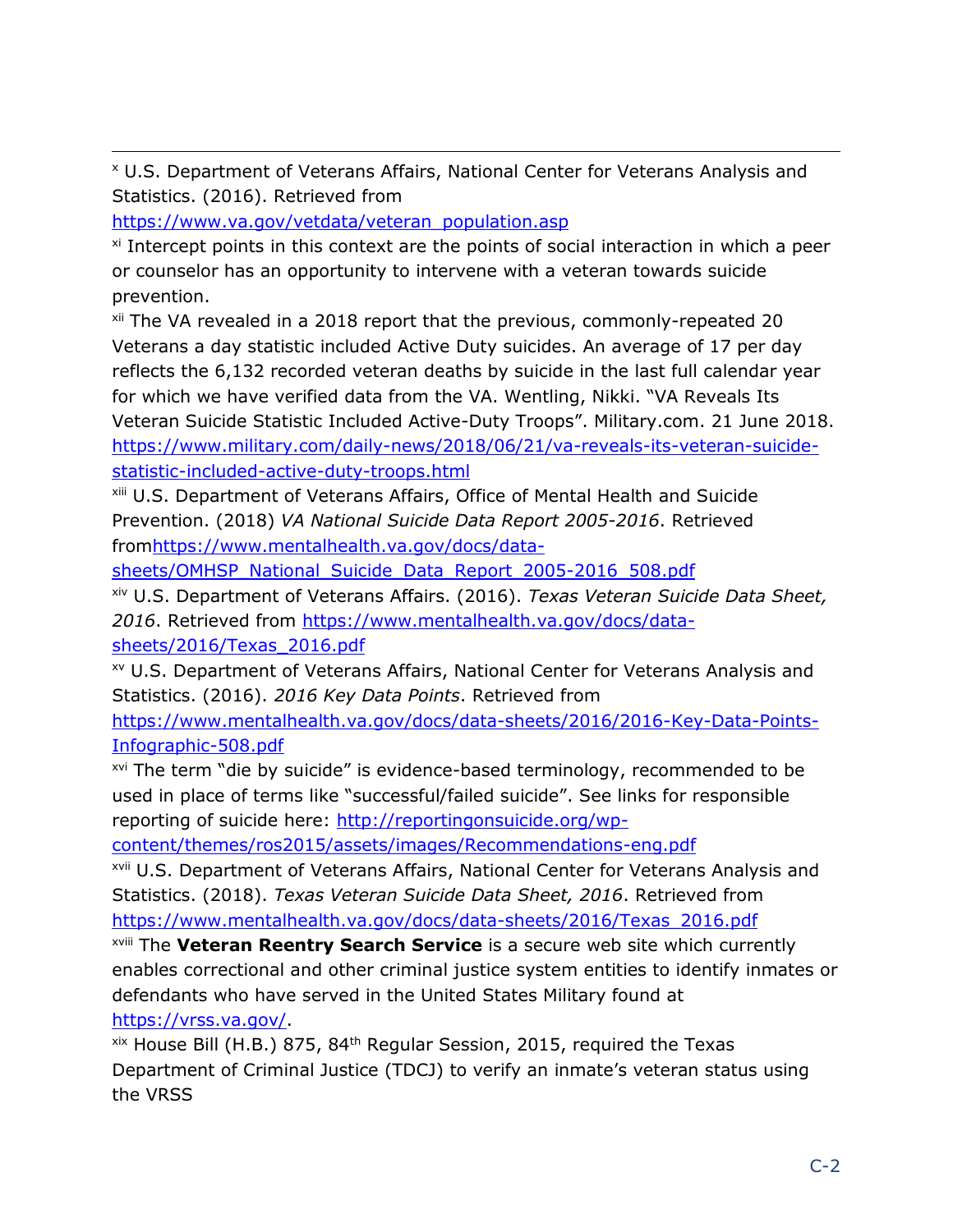[x] U.S. Department of Veterans Affairs, National Center for Veterans Analysis and Statistics. (2016). Retrieved from https://www.va.gov/vetdata/veteran_population.asp

[xi] Intercept points in this context are the points of social interaction in which a peer or counselor has an opportunity to intervene with a veteran towards suicide prevention.

[xii] The VA revealed in a 2018 report that the previous, commonly-repeated 20 Veterans a day statistic included Active Duty suicides. An average of 17 per day reflects the 6,132 recorded veteran deaths by suicide in the last full calendar year for which we have verified data from the VA. Wentling, Nikki. "VA Reveals Its Veteran Suicide Statistic Included Active-Duty Troops". Military.com. 21 June 2018. https://www.military.com/daily-news/2018/06/21/va-reveals-its-veteran-suicide-statistic-included-active-duty-troops.html

[xiii] U.S. Department of Veterans Affairs, Office of Mental Health and Suicide Prevention. (2018) *VA National Suicide Data Report 2005-2016*. Retrieved fromhttps://www.mentalhealth.va.gov/docs/data-sheets/OMHSP_National_Suicide_Data_Report_2005-2016_508.pdf

[xiv] U.S. Department of Veterans Affairs. (2016). *Texas Veteran Suicide Data Sheet, 2016*. Retrieved from https://www.mentalhealth.va.gov/docs/data-sheets/2016/Texas_2016.pdf

[xv] U.S. Department of Veterans Affairs, National Center for Veterans Analysis and Statistics. (2016). *2016 Key Data Points*. Retrieved from https://www.mentalhealth.va.gov/docs/data-sheets/2016/2016-Key-Data-Points-Infographic-508.pdf

[xvi] The term "die by suicide" is evidence-based terminology, recommended to be used in place of terms like "successful/failed suicide". See links for responsible reporting of suicide here: http://reportingonsuicide.org/wp-content/themes/ros2015/assets/images/Recommendations-eng.pdf

[xvii] U.S. Department of Veterans Affairs, National Center for Veterans Analysis and Statistics. (2018). *Texas Veteran Suicide Data Sheet, 2016*. Retrieved from https://www.mentalhealth.va.gov/docs/data-sheets/2016/Texas_2016.pdf

[xviii] The **Veteran Reentry Search Service** is a secure web site which currently enables correctional and other criminal justice system entities to identify inmates or defendants who have served in the United States Military found at https://vrss.va.gov/.

[xix] House Bill (H.B.) 875, 84th Regular Session, 2015, required the Texas Department of Criminal Justice (TDCJ) to verify an inmate's veteran status using the VRSS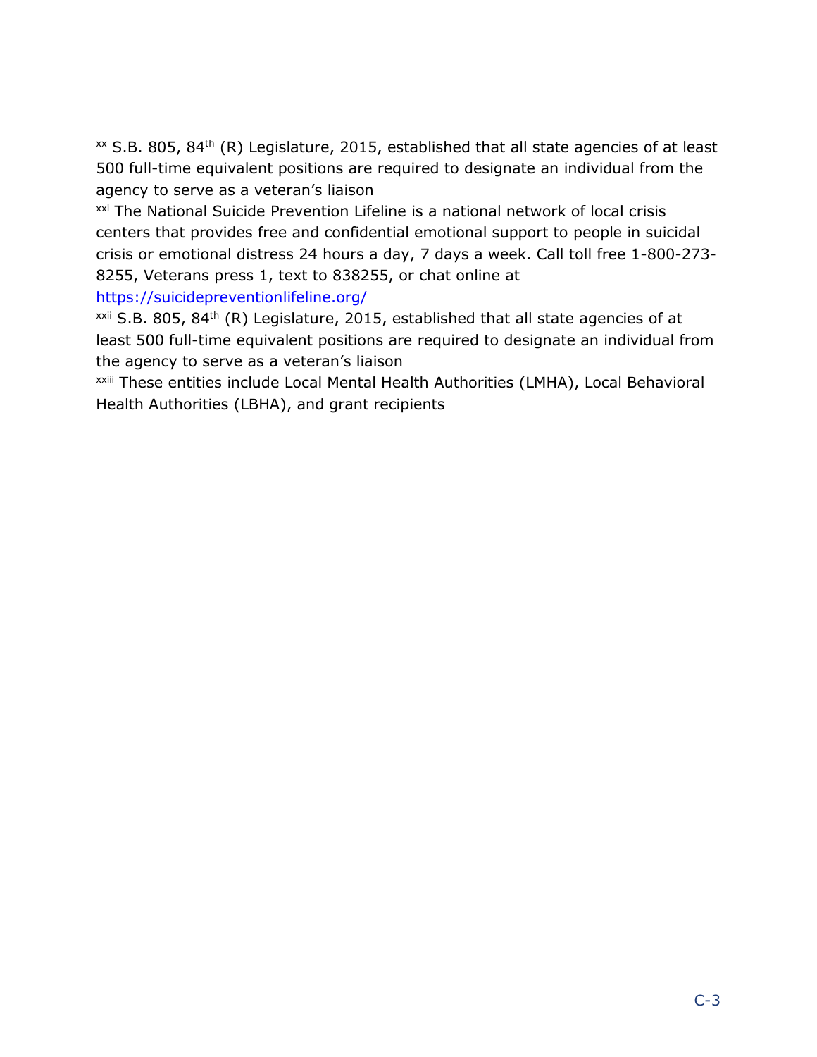[xx] S.B. 805, 84th (R) Legislature, 2015, established that all state agencies of at least 500 full-time equivalent positions are required to designate an individual from the agency to serve as a veteran's liaison

[xxi] The National Suicide Prevention Lifeline is a national network of local crisis centers that provides free and confidential emotional support to people in suicidal crisis or emotional distress 24 hours a day, 7 days a week. Call toll free 1-800-273-8255, Veterans press 1, text to 838255, or chat online at https://suicidepreventionlifeline.org/

[xxii] S.B. 805, 84th (R) Legislature, 2015, established that all state agencies of at least 500 full-time equivalent positions are required to designate an individual from the agency to serve as a veteran's liaison

[xxiii] These entities include Local Mental Health Authorities (LMHA), Local Behavioral Health Authorities (LBHA), and grant recipients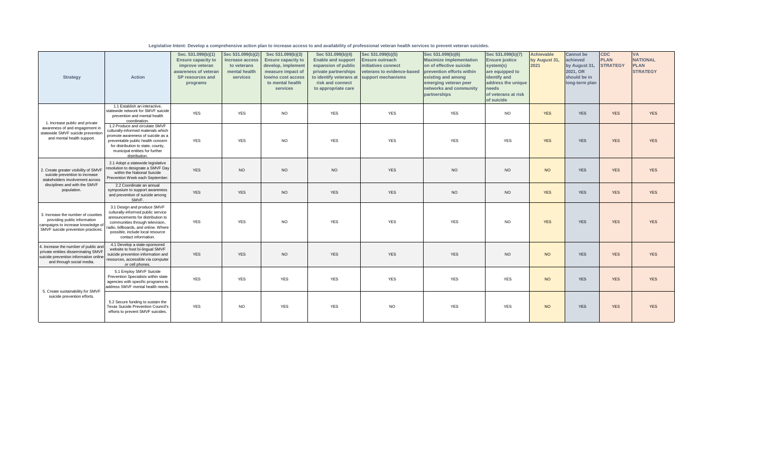**Legislative Intent: Develop a comprehensive action plan to increase access to and availability of professional veteran health services to prevent veteran suicides.**

| Strategy | Action | Sec. 531.099(b)(1) Ensure capacity to improve veteran awareness of veteran SP resources and programs | Sec 531.099(b)(2) Increase access to veterans mental health services | Sec 531.099(b)(3) Ensure capacity to develop, implement measure impact of low/no cost access to mental health services | Sec 531.099(b)(4) Enable and support expansion of public private partnerships to identify veterans at risk and connect to appropriate care | Sec 531.099(b)(5) Ensure outreach initiatives connect veterans to evidence-based support mechanisms | Sec 531.099(b)(6) Maximize implementation on of effective suicide prevention efforts within existing and among emerging veteran peer networks and community partnerships | Sec 531.099(b)(7) Ensure justice system(s) are equipped to identify and address the unique needs of veterans at risk of suicide | Achievable by August 31, 2021 | Cannot be achieved by August 31, 2021, OR should be in long-term plan | CDC PLAN STRATEGY | VA NATIONAL PLAN STRATEGY |
|---|---|---|---|---|---|---|---|---|---|---|---|---|
| 1. Increase public and private awareness of and engagement in statewide SMVF suicide prevention and mental health support. | 1.1 Establish an interactive, statewide network for SMVF suicide prevention and mental health coordination. | YES | YES | NO | YES | YES | YES | NO | YES | YES | YES | YES |
| | 1.2 Produce and circulate SMVF culturally-informed materials which promote awareness of suicide as a preventable public health concern for distribution to state, county, municipal entities for further distribution. | YES | YES | NO | YES | YES | YES | YES | YES | YES | YES | YES |
| 2. Create greater visibility of SMVF suicide prevention to increase stakeholders involvement across disciplines and with the SMVF population. | 2.1 Adopt a statewide legislative resolution to designate a SMVF Day within the National Suicide Prevention Week each September. | YES | NO | NO | NO | YES | NO | NO | NO | YES | YES | YES |
| | 2.2 Coordinate an annual symposium to support awareness and prevention of suicide among SMVF. | YES | YES | NO | YES | YES | NO | NO | YES | YES | YES | YES |
| 3. Increase the number of counties providing public information campaigns to increase knowledge of SMVF suicide prevention practices. | 3.1 Design and produce SMVF culturally-informed public service announcements for distribution to communities through television, radio, billboards, and online. Where possible, include local resource contact information. | YES | YES | NO | YES | YES | YES | NO | YES | YES | YES | YES |
| 4. Increase the number of public and private entities disseminating SMVF suicide prevention information online and through social media. | 4.1 Develop a state-sponsored website to host bi-lingual SMVF suicide prevention information and resources, accessible via computer or cell phones. | YES | YES | NO | YES | YES | YES | NO | NO | YES | YES | YES |
| 5. Create sustainability for SMVF suicide prevention efforts. | 5.1 Employ SMVF Suicide Prevention Specialists within state agencies with specific programs to address SMVF mental health needs. | YES | YES | YES | YES | YES | YES | YES | NO | YES | YES | YES |
| | 5.2 Secure funding to sustain the Texas Suicide Prevention Council's efforts to prevent SMVF suicides. | YES | NO | YES | YES | NO | YES | YES | NO | YES | YES | YES |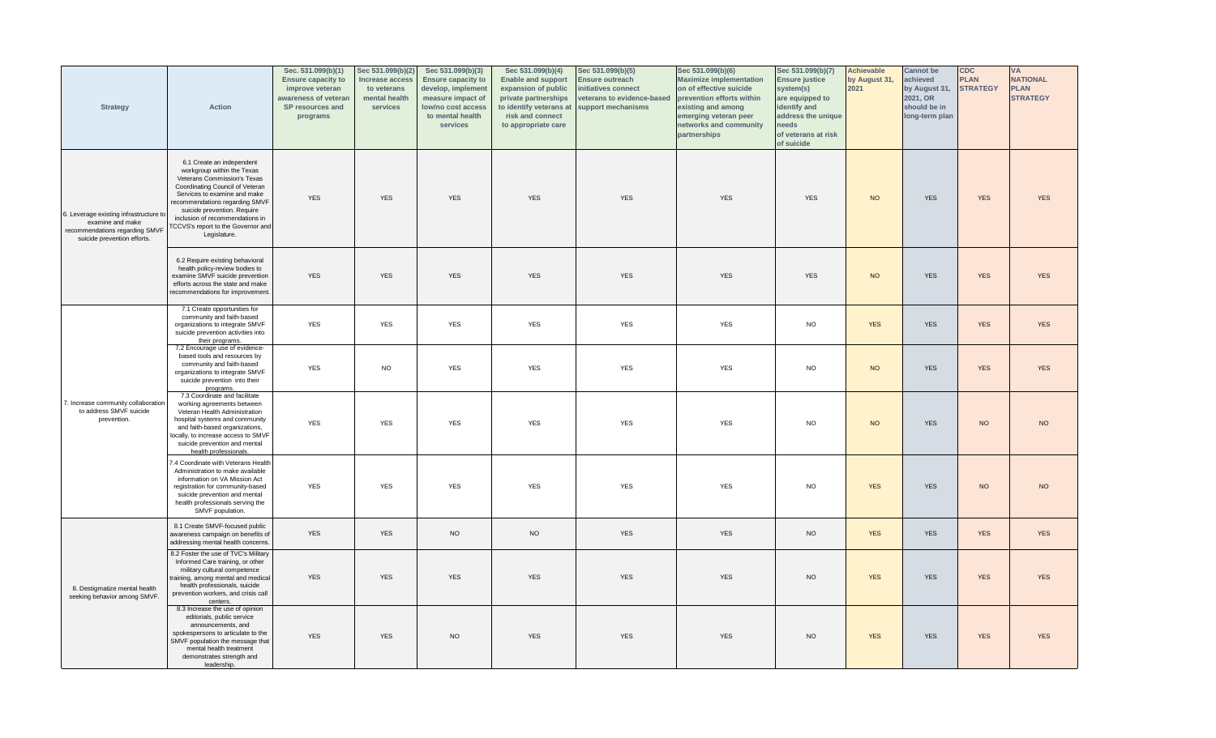| Strategy | Action | Sec. 531.099(b)(1) Ensure capacity to improve veteran awareness of veteran SP resources and programs | Sec 531.099(b)(2) Increase access to veterans mental health services | Sec 531.099(b)(3) Ensure capacity to develop, implement measure impact of low/no cost access to mental health services | Sec 531.099(b)(4) Enable and support expansion of public private partnerships to identify veterans at risk and connect to appropriate care | Sec 531.099(b)(5) Ensure outreach initiatives connect veterans to evidence-based support mechanisms | Sec 531.099(b)(6) Maximize implementation on of effective suicide prevention efforts within existing and among emerging veteran peer networks and community partnerships | Sec 531.099(b)(7) Ensure justice system(s) are equipped to identify and address the unique needs of veterans at risk of suicide | Achievable by August 31, 2021 | Cannot be achieved by August 31, 2021, OR should be in long-term plan | CDC PLAN STRATEGY | VA NATIONAL PLAN STRATEGY |
|---|---|---|---|---|---|---|---|---|---|---|---|---|
| 6. Leverage existing infrastructure to examine and make recommendations regarding SMVF suicide prevention efforts. | 6.1 Create an independent workgroup within the Texas Veterans Commission's Texas Coordinating Council of Veteran Services to examine and make recommendations regarding SMVF suicide prevention. Require inclusion of recommendations in TCCVS's report to the Governor and Legislature. | YES | YES | YES | YES | YES | YES | YES | NO | YES | YES | YES |
| | 6.2 Require existing behavioral health policy-review bodies to examine SMVF suicide prevention efforts across the state and make recommendations for improvement. | YES | YES | YES | YES | YES | YES | YES | NO | YES | YES | YES |
| 7. Increase community collaboration to address SMVF suicide prevention. | 7.1 Create opportunities for community and faith-based organizations to integrate SMVF suicide prevention activities into their programs. | YES | YES | YES | YES | YES | YES | NO | YES | YES | YES | YES |
| | 7.2 Encourage use of evidence-based tools and resources by community and faith-based organizations to integrate SMVF suicide prevention into their programs. | YES | NO | YES | YES | YES | YES | NO | NO | YES | YES | YES |
| | 7.3 Coordinate and facilitate working agreements between Veteran Health Administration hospital systems and community and faith-based organizations, locally, to increase access to SMVF suicide prevention and mental health professionals. | YES | YES | YES | YES | YES | YES | NO | NO | YES | NO | NO |
| | 7.4 Coordinate with Veterans Health Administration to make available information on VA Mission Act registration for community-based suicide prevention and mental health professionals serving the SMVF population. | YES | YES | YES | YES | YES | YES | NO | YES | YES | NO | NO |
| 8. Destigmatize mental health seeking behavior among SMVF. | 8.1 Create SMVF-focused public awareness campaign on benefits of addressing mental health concerns. | YES | YES | NO | NO | YES | YES | NO | YES | YES | YES | YES |
| | 8.2 Foster the use of TVC's Military Informed Care training, or other military cultural competence training, among mental and medical health professionals, suicide prevention workers, and crisis call centers. | YES | YES | YES | YES | YES | YES | NO | YES | YES | YES | YES |
| | 8.3 Increase the use of opinion editorials, public service announcements, and spokespersons to articulate to the SMVF population the message that mental health treatment demonstrates strength and leadership. | YES | YES | NO | YES | YES | YES | NO | YES | YES | YES | YES |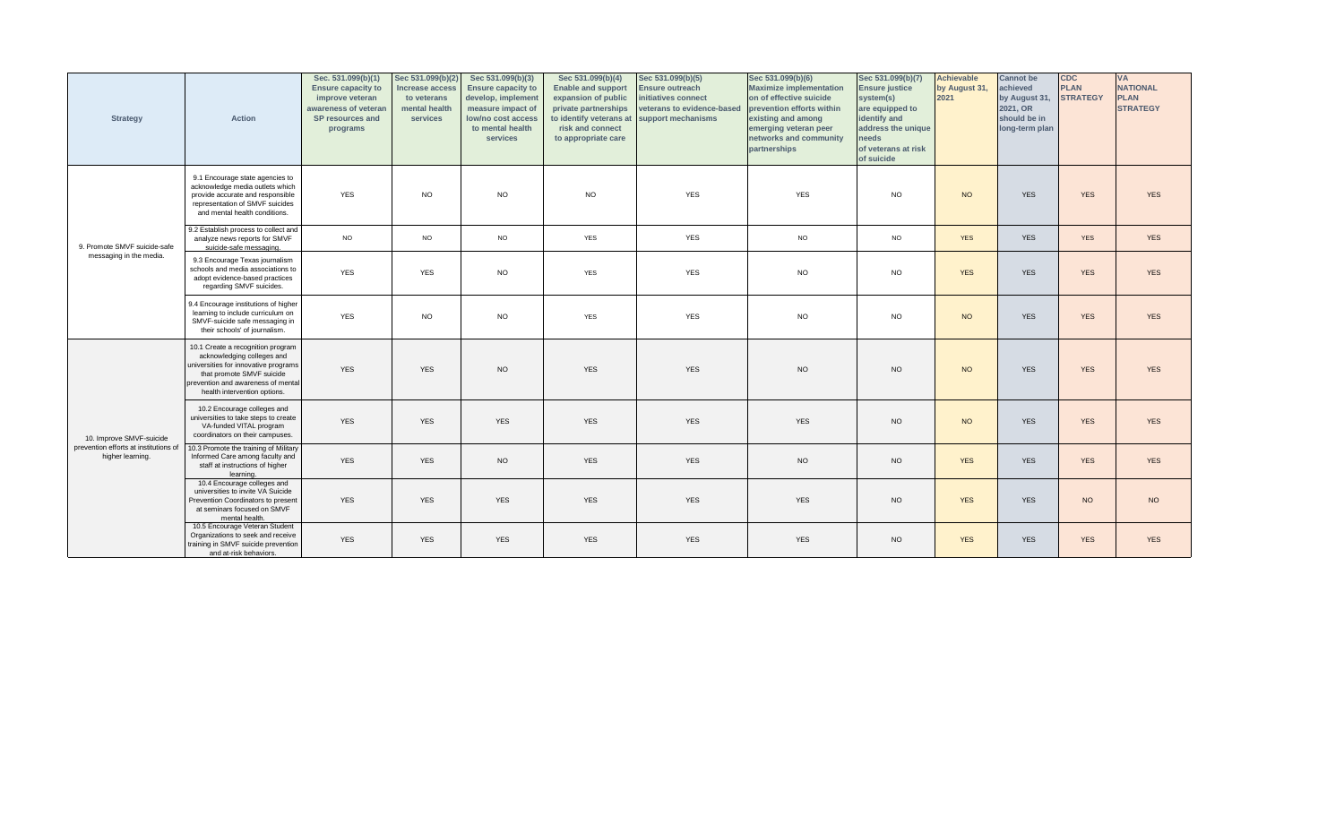| Strategy | Action | Sec. 531.099(b)(1) Ensure capacity to improve veteran awareness of veteran SP resources and programs | Sec 531.099(b)(2) Increase access to veterans mental health services | Sec 531.099(b)(3) Ensure capacity to develop, implement measure impact of low/no cost access to mental health services | Sec 531.099(b)(4) Enable and support expansion of public private partnerships to identify veterans at risk and connect to appropriate care | Sec 531.099(b)(5) Ensure outreach initiatives connect veterans to evidence-based support mechanisms | Sec 531.099(b)(6) Maximize implementation on of effective suicide prevention efforts within existing and among emerging veteran peer networks and community partnerships | Sec 531.099(b)(7) Ensure justice system(s) are equipped to identify and address the unique needs of veterans at risk of suicide | Achievable by August 31, 2021 | Cannot be achieved by August 31, 2021, OR should be in long-term plan | CDC PLAN STRATEGY | VA NATIONAL PLAN STRATEGY |
|---|---|---|---|---|---|---|---|---|---|---|---|---|
| 9. Promote SMVF suicide-safe messaging in the media. | 9.1 Encourage state agencies to acknowledge media outlets which provide accurate and responsible representation of SMVF suicides and mental health conditions. | YES | NO | NO | NO | YES | YES | NO | NO | YES | YES | YES |
| | 9.2 Establish process to collect and analyze news reports for SMVF suicide-safe messaging. | NO | NO | NO | YES | YES | NO | NO | YES | YES | YES | YES |
| | 9.3 Encourage Texas journalism schools and media associations to adopt evidence-based practices regarding SMVF suicides. | YES | YES | NO | YES | YES | NO | NO | YES | YES | YES | YES |
| | 9.4 Encourage institutions of higher learning to include curriculum on SMVF-suicide safe messaging in their schools' of journalism. | YES | NO | NO | YES | YES | NO | NO | NO | YES | YES | YES |
| 10. Improve SMVF-suicide prevention efforts at institutions of higher learning. | 10.1 Create a recognition program acknowledging colleges and universities for innovative programs that promote SMVF suicide prevention and awareness of mental health intervention options. | YES | YES | NO | YES | YES | NO | NO | NO | YES | YES | YES |
| | 10.2 Encourage colleges and universities to take steps to create VA-funded VITAL program coordinators on their campuses. | YES | YES | YES | YES | YES | YES | NO | NO | YES | YES | YES |
| | 10.3 Promote the training of Military Informed Care among faculty and staff at instructions of higher learning. | YES | YES | NO | YES | YES | NO | NO | YES | YES | YES | YES |
| | 10.4 Encourage colleges and universities to invite VA Suicide Prevention Coordinators to present at seminars focused on SMVF mental health. | YES | YES | YES | YES | YES | YES | NO | YES | YES | NO | NO |
| | 10.5 Encourage Veteran Student Organizations to seek and receive training in SMVF suicide prevention and at-risk behaviors. | YES | YES | YES | YES | YES | YES | NO | YES | YES | YES | YES |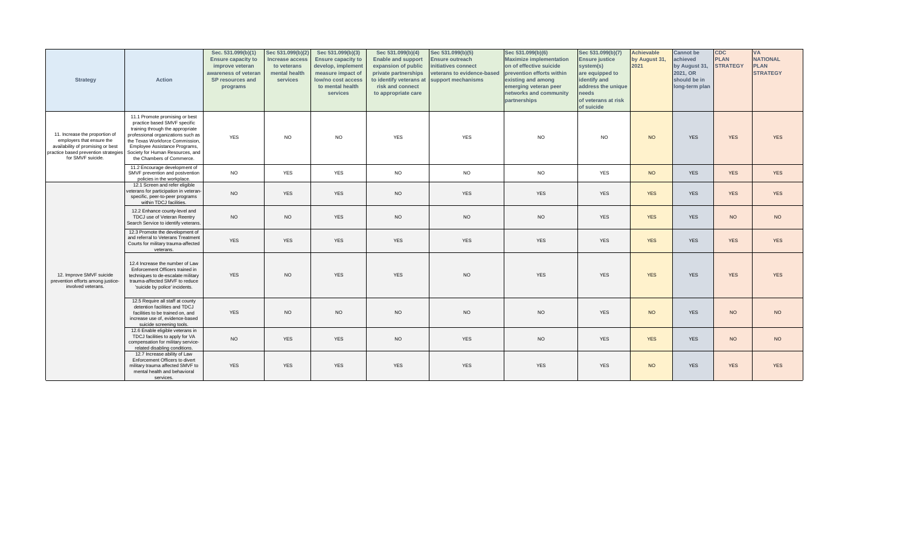| Strategy | Action | Sec. 531.099(b)(1) Ensure capacity to improve veteran awareness of veteran SP resources and programs | Sec 531.099(b)(2) Increase access to veterans mental health services | Sec 531.099(b)(3) Ensure capacity to develop, implement measure impact of low/no cost access to mental health services | Sec 531.099(b)(4) Enable and support expansion of public private partnerships to identify veterans at risk and connect to appropriate care | Sec 531.099(b)(5) Ensure outreach initiatives connect veterans to evidence-based support mechanisms | Sec 531.099(b)(6) Maximize implementation on of effective suicide prevention efforts within existing and among emerging veteran peer networks and community partnerships | Sec 531.099(b)(7) Ensure justice system(s) are equipped to identify and address the unique needs of veterans at risk of suicide | Achievable by August 31, 2021 | Cannot be achieved by August 31, 2021, OR should be in long-term plan | CDC PLAN STRATEGY | VA NATIONAL PLAN STRATEGY |
|---|---|---|---|---|---|---|---|---|---|---|---|---|
| 11. Increase the proportion of employers that ensure the availability of promising or best practice based prevention strategies for SMVF suicide. | 11.1 Promote promising or best practice based SMVF specific training through the appropriate professional organizations such as the Texas Workforce Commission, Employee Assistance Programs, Society for Human Resources, and the Chambers of Commerce. | YES | NO | NO | YES | YES | NO | NO | NO | YES | YES | YES |
| | 11.2 Encourage development of SMVF prevention and postvention policies in the workplace. | NO | YES | YES | NO | NO | NO | YES | NO | YES | YES | YES |
| 12. Improve SMVF suicide prevention efforts among justice-involved veterans. | 12.1 Screen and refer eligible veterans for participation in veteran-specific, peer-to-peer programs within TDCJ facilities. | NO | YES | YES | NO | YES | YES | YES | YES | YES | YES | YES |
| | 12.2 Enhance county-level and TDCJ use of Veteran Reentry Search Service to identify veterans. | NO | NO | YES | NO | NO | NO | YES | YES | YES | NO | NO |
| | 12.3 Promote the development of and referral to Veterans Treatment Courts for military trauma-affected veterans. | YES | YES | YES | YES | YES | YES | YES | YES | YES | YES | YES |
| | 12.4 Increase the number of Law Enforcement Officers trained in techniques to de-escalate military trauma-affected SMVF to reduce 'suicide by police' incidents. | YES | NO | YES | YES | NO | YES | YES | YES | YES | YES | YES |
| | 12.5 Require all staff at county detention facilities and TDCJ facilities to be trained on, and increase use of, evidence-based suicide screening tools. | YES | NO | NO | NO | NO | NO | YES | NO | YES | NO | NO |
| | 12.6 Enable eligible veterans in TDCJ facilities to apply for VA compensation for military service-related disabling conditions. | NO | YES | YES | NO | YES | NO | YES | YES | YES | NO | NO |
| | 12.7 Increase ability of Law Enforcement Officers to divert military trauma affected SMVF to mental health and behavioral services. | YES | YES | YES | YES | YES | YES | YES | NO | YES | YES | YES |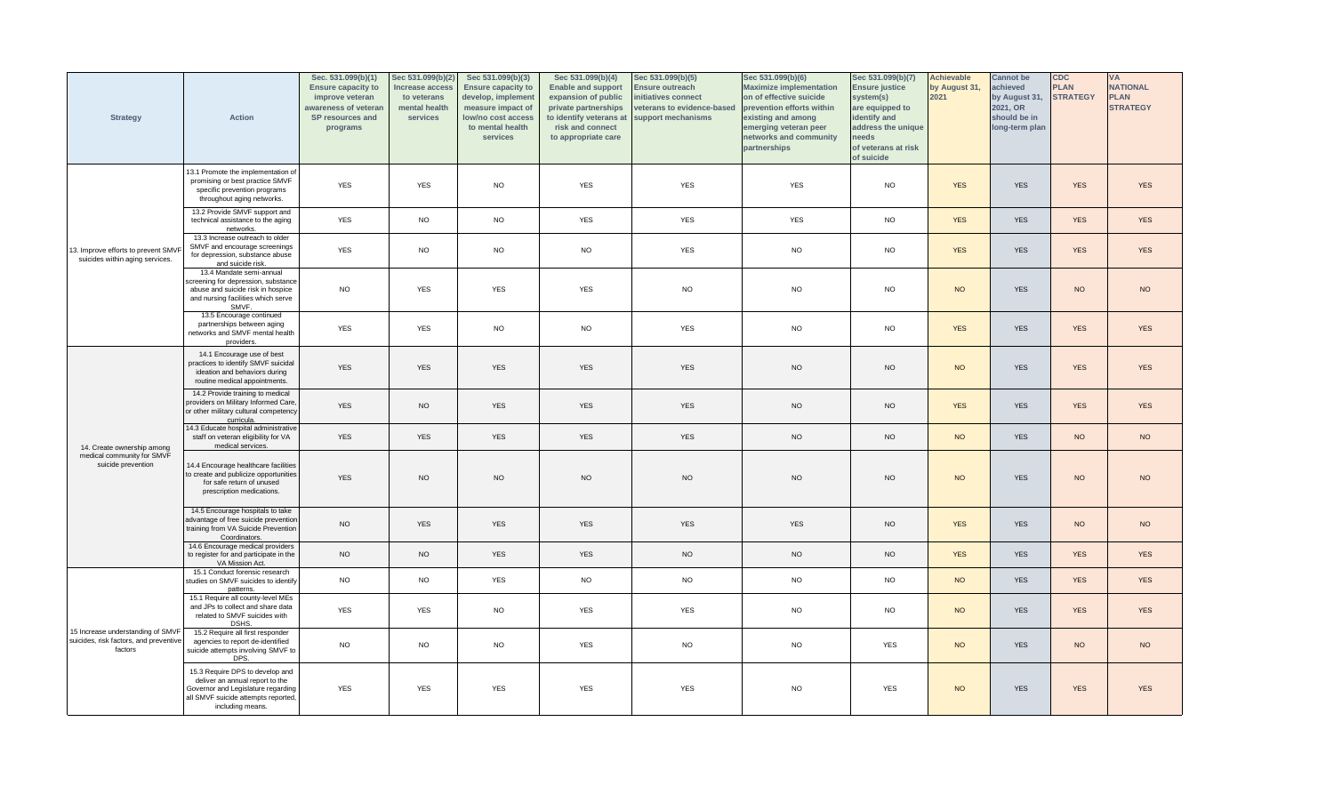| Strategy | Action | Sec. 531.099(b)(1) Ensure capacity to improve veteran awareness of veteran SP resources and programs | Sec 531.099(b)(2) Increase access to veterans mental health services | Sec 531.099(b)(3) Ensure capacity to develop, implement measure impact of low/no cost access to mental health services | Sec 531.099(b)(4) Enable and support expansion of public private partnerships to identify veterans at risk and connect to appropriate care | Sec 531.099(b)(5) Ensure outreach initiatives connect veterans to evidence-based support mechanisms | Sec 531.099(b)(6) Maximize implementation on of effective suicide prevention efforts within existing and among emerging veteran peer networks and community partnerships | Sec 531.099(b)(7) Ensure justice system(s) are equipped to identify and address the unique needs of veterans at risk of suicide | Achievable by August 31, 2021 | Cannot be achieved by August 31, 2021, OR should be in long-term plan | CDC PLAN STRATEGY | VA NATIONAL PLAN STRATEGY |
|---|---|---|---|---|---|---|---|---|---|---|---|---|
| 13. Improve efforts to prevent SMVF suicides within aging services. | 13.1 Promote the implementation of promising or best practice SMVF specific prevention programs throughout aging networks. | YES | YES | NO | YES | YES | YES | NO | YES | YES | YES | YES |
| | 13.2 Provide SMVF support and technical assistance to the aging networks. | YES | NO | NO | YES | YES | YES | NO | YES | YES | YES | YES |
| | 13.3 Increase outreach to older SMVF and encourage screenings for depression, substance abuse and suicide risk. | YES | NO | NO | NO | YES | NO | NO | YES | YES | YES | YES |
| | 13.4 Mandate semi-annual screening for depression, substance abuse and suicide risk in hospice and nursing facilities which serve SMVF. | NO | YES | YES | YES | NO | NO | NO | NO | YES | NO | NO |
| | 13.5 Encourage continued partnerships between aging networks and SMVF mental health providers. | YES | YES | NO | NO | YES | NO | NO | YES | YES | YES | YES |
| 14. Create ownership among medical community for SMVF suicide prevention | 14.1 Encourage use of best practices to identify SMVF suicidal ideation and behaviors during routine medical appointments. | YES | YES | YES | YES | YES | NO | NO | NO | YES | YES | YES |
| | 14.2 Provide training to medical providers on Military Informed Care, or other military cultural competency curricula. | YES | NO | YES | YES | YES | NO | NO | YES | YES | YES | YES |
| | 14.3 Educate hospital administrative staff on veteran eligibility for VA medical services. | YES | YES | YES | YES | YES | NO | NO | NO | YES | NO | NO |
| | 14.4 Encourage healthcare facilities to create and publicize opportunities for safe return of unused prescription medications. | YES | NO | NO | NO | NO | NO | NO | NO | YES | NO | NO |
| | 14.5 Encourage hospitals to take advantage of free suicide prevention training from VA Suicide Prevention Coordinators. | NO | YES | YES | YES | YES | YES | NO | YES | YES | NO | NO |
| | 14.6 Encourage medical providers to register for and participate in the VA Mission Act. | NO | NO | YES | YES | NO | NO | NO | YES | YES | YES | YES |
| 15 Increase understanding of SMVF suicides, risk factors, and preventive factors | 15.1 Conduct forensic research studies on SMVF suicides to identify patterns. | NO | NO | YES | NO | NO | NO | NO | NO | YES | YES | YES |
| | 15.1 Require all county-level MEs and JPs to collect and share data related to SMVF suicides with DSHS. | YES | YES | NO | YES | YES | NO | NO | NO | YES | YES | YES |
| | 15.2 Require all first responder agencies to report de-identified suicide attempts involving SMVF to DPS. | NO | NO | NO | YES | NO | NO | YES | NO | YES | NO | NO |
| | 15.3 Require DPS to develop and deliver an annual report to the Governor and Legislature regarding all SMVF suicide attempts reported, including means. | YES | YES | YES | YES | YES | NO | YES | NO | YES | YES | YES |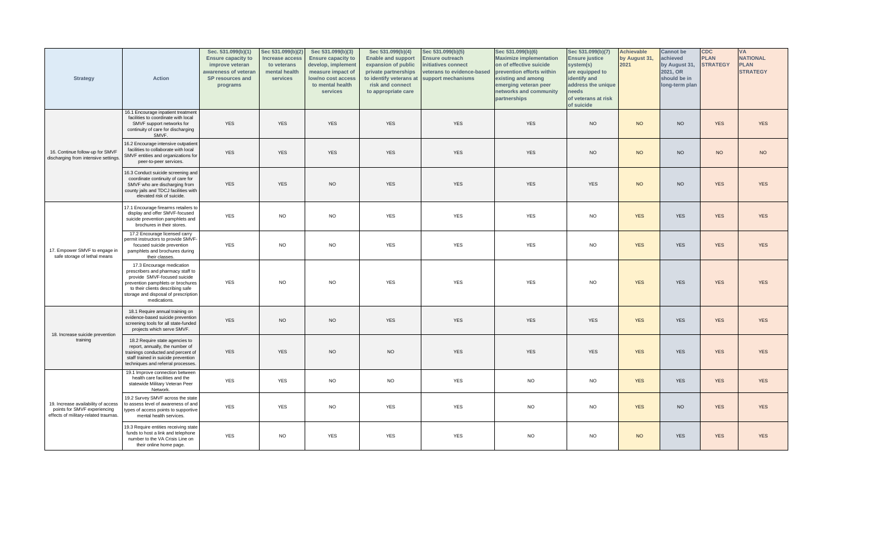| Strategy | Action | Sec. 531.099(b)(1) Ensure capacity to improve veteran awareness of veteran SP resources and programs | Sec 531.099(b)(2) Increase access to veterans mental health services | Sec 531.099(b)(3) Ensure capacity to develop, implement measure impact of low/no cost access to mental health services | Sec 531.099(b)(4) Enable and support expansion of public private partnerships to identify veterans at risk and connect to appropriate care | Sec 531.099(b)(5) Ensure outreach initiatives connect veterans to evidence-based support mechanisms | Sec 531.099(b)(6) Maximize implementation on of effective suicide prevention efforts within existing and among emerging veteran peer networks and community partnerships | Sec 531.099(b)(7) Ensure justice system(s) are equipped to identify and address the unique needs of veterans at risk of suicide | Achievable by August 31, 2021 | Cannot be achieved by August 31, 2021, OR should be in long-term plan | CDC PLAN STRATEGY | VA NATIONAL PLAN STRATEGY |
|---|---|---|---|---|---|---|---|---|---|---|---|---|
| 16. Continue follow-up for SMVF discharging from intensive settings. | 16.1 Encourage inpatient treatment facilities to coordinate with local SMVF support networks for continuity of care for discharging SMVF. | YES | YES | YES | YES | YES | YES | NO | NO | NO | YES | YES |
| | 16.2 Encourage intensive outpatient facilities to collaborate with local SMVF entities and organizations for peer-to-peer services. | YES | YES | YES | YES | YES | YES | NO | NO | NO | NO | NO |
| | 16.3 Conduct suicide screening and coordinate continuity of care for SMVF who are discharging from county jails and TDCJ facilities with elevated risk of suicide. | YES | YES | NO | YES | YES | YES | YES | NO | NO | YES | YES |
| 17. Empower SMVF to engage in safe storage of lethal means | 17.1 Encourage firearms retailers to display and offer SMVF-focused suicide prevention pamphlets and brochures in their stores. | YES | NO | NO | YES | YES | YES | NO | YES | YES | YES | YES |
| | 17.2 Encourage licensed carry permit instructors to provide SMVF-focused suicide prevention pamphlets and brochures during their classes. | YES | NO | NO | YES | YES | YES | NO | YES | YES | YES | YES |
| | 17.3 Encourage medication prescribers and pharmacy staff to provide SMVF-focused suicide prevention pamphlets or brochures to their clients describing safe storage and disposal of prescription medications. | YES | NO | NO | YES | YES | YES | NO | YES | YES | YES | YES |
| 18. Increase suicide prevention training | 18.1 Require annual training on evidence-based suicide prevention screening tools for all state-funded projects which serve SMVF. | YES | NO | NO | YES | YES | YES | YES | YES | YES | YES | YES |
| | 18.2 Require state agencies to report, annually, the number of trainings conducted and percent of staff trained in suicide prevention techniques and referral processes. | YES | YES | NO | NO | YES | YES | YES | YES | YES | YES | YES |
| 19. Increase availability of access points for SMVF experiencing effects of military-related traumas. | 19.1 Improve connection between health care facilities and the statewide Military Veteran Peer Network. | YES | YES | NO | NO | YES | NO | NO | YES | YES | YES | YES |
| | 19.2 Survey SMVF across the state to assess level of awareness of and types of access points to supportive mental health services. | YES | YES | NO | YES | YES | NO | NO | YES | NO | YES | YES |
| | 19.3 Require entities receiving state funds to host a link and telephone number to the VA Crisis Line on their online home page. | YES | NO | YES | YES | YES | NO | NO | NO | YES | YES | YES |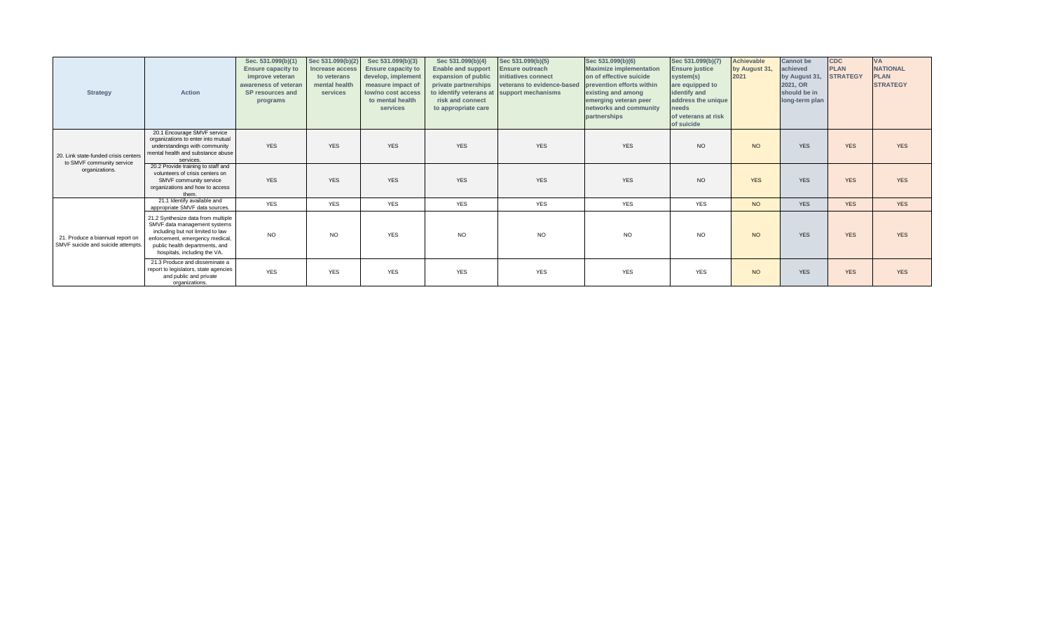| Strategy | Action | Sec. 531.099(b)(1) Ensure capacity to improve veteran awareness of veteran SP resources and programs | Sec 531.099(b)(2) Increase access to veterans mental health services | Sec 531.099(b)(3) Ensure capacity to develop, implement measure impact of low/no cost access to mental health services | Sec 531.099(b)(4) Enable and support expansion of public private partnerships to identify veterans at risk and connect to appropriate care | Sec 531.099(b)(5) Ensure outreach initiatives connect veterans to evidence-based support mechanisms | Sec 531.099(b)(6) Maximize implementation on of effective suicide prevention efforts within existing and among emerging veteran peer networks and community partnerships | Sec 531.099(b)(7) Ensure justice system(s) are equipped to identify and address the unique needs of veterans at risk of suicide | Achievable by August 31, 2021 | Cannot be achieved by August 31, 2021, OR should be in long-term plan | CDC PLAN STRATEGY | VA NATIONAL PLAN STRATEGY |
|---|---|---|---|---|---|---|---|---|---|---|---|---|
| 20. Link state-funded crisis centers to SMVF community service organizations. | 20.1 Encourage SMVF service organizations to enter into mutual understandings with community mental health and substance abuse services. | YES | YES | YES | YES | YES | YES | NO | NO | YES | YES | YES |
| | 20.2 Provide training to staff and volunteers of crisis centers on SMVF community service organizations and how to access them. | YES | YES | YES | YES | YES | YES | NO | YES | YES | YES | YES |
| 21. Produce a biannual report on SMVF suicide and suicide attempts. | 21.1 Identify available and appropriate SMVF data sources. | YES | YES | YES | YES | YES | YES | YES | NO | YES | YES | YES |
| | 21.2 Synthesize data from multiple SMVF data management systems including but not limited to law enforcement, emergency medical, public health departments, and hospitals, including the VA. | NO | NO | YES | NO | NO | NO | NO | NO | YES | YES | YES |
| | 21.3 Produce and disseminate a report to legislators, state agencies and public and private organizations. | YES | YES | YES | YES | YES | YES | YES | NO | YES | YES | YES |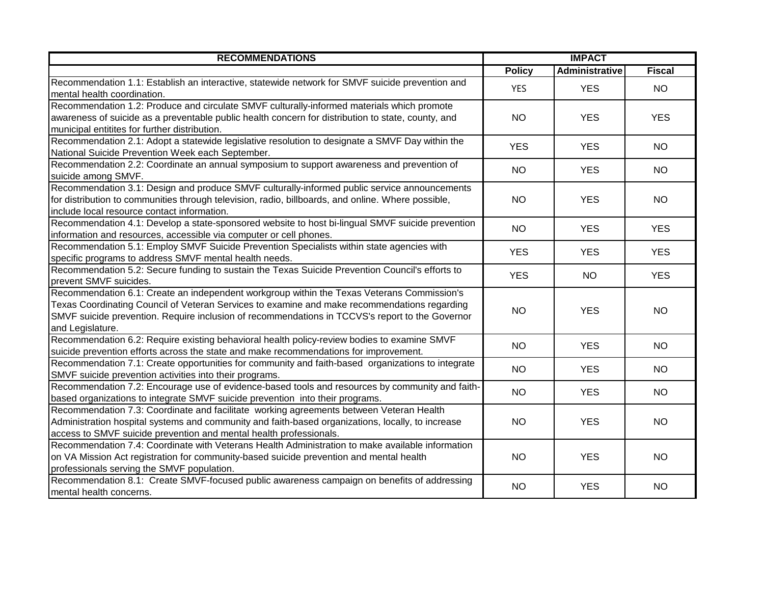| RECOMMENDATIONS | IMPACT | | |
|---|---|---|---|
| | Policy | Administrative | Fiscal |
| Recommendation 1.1: Establish an interactive, statewide network for SMVF suicide prevention and mental health coordination. | YES | YES | NO |
| Recommendation 1.2: Produce and circulate SMVF culturally-informed materials which promote awareness of suicide as a preventable public health concern for distribution to state, county, and municipal entitites for further distribution. | NO | YES | YES |
| Recommendation 2.1: Adopt a statewide legislative resolution to designate a SMVF Day within the National Suicide Prevention Week each September. | YES | YES | NO |
| Recommendation 2.2: Coordinate an annual symposium to support awareness and prevention of suicide among SMVF. | NO | YES | NO |
| Recommendation 3.1: Design and produce SMVF culturally-informed public service announcements for distribution to communities through television, radio, billboards, and online. Where possible, include local resource contact information. | NO | YES | NO |
| Recommendation 4.1: Develop a state-sponsored website to host bi-lingual SMVF suicide prevention information and resources, accessible via computer or cell phones. | NO | YES | YES |
| Recommendation 5.1: Employ SMVF Suicide Prevention Specialists within state agencies with specific programs to address SMVF mental health needs. | YES | YES | YES |
| Recommendation 5.2: Secure funding to sustain the Texas Suicide Prevention Council's efforts to prevent SMVF suicides. | YES | NO | YES |
| Recommendation 6.1: Create an independent workgroup within the Texas Veterans Commission's Texas Coordinating Council of Veteran Services to examine and make recommendations regarding SMVF suicide prevention. Require inclusion of recommendations in TCCVS's report to the Governor and Legislature. | NO | YES | NO |
| Recommendation 6.2: Require existing behavioral health policy-review bodies to examine SMVF suicide prevention efforts across the state and make recommendations for improvement. | NO | YES | NO |
| Recommendation 7.1: Create opportunities for community and faith-based organizations to integrate SMVF suicide prevention activities into their programs. | NO | YES | NO |
| Recommendation 7.2: Encourage use of evidence-based tools and resources by community and faith-based organizations to integrate SMVF suicide prevention into their programs. | NO | YES | NO |
| Recommendation 7.3: Coordinate and facilitate working agreements between Veteran Health Administration hospital systems and community and faith-based organizations, locally, to increase access to SMVF suicide prevention and mental health professionals. | NO | YES | NO |
| Recommendation 7.4: Coordinate with Veterans Health Administration to make available information on VA Mission Act registration for community-based suicide prevention and mental health professionals serving the SMVF population. | NO | YES | NO |
| Recommendation 8.1: Create SMVF-focused public awareness campaign on benefits of addressing mental health concerns. | NO | YES | NO |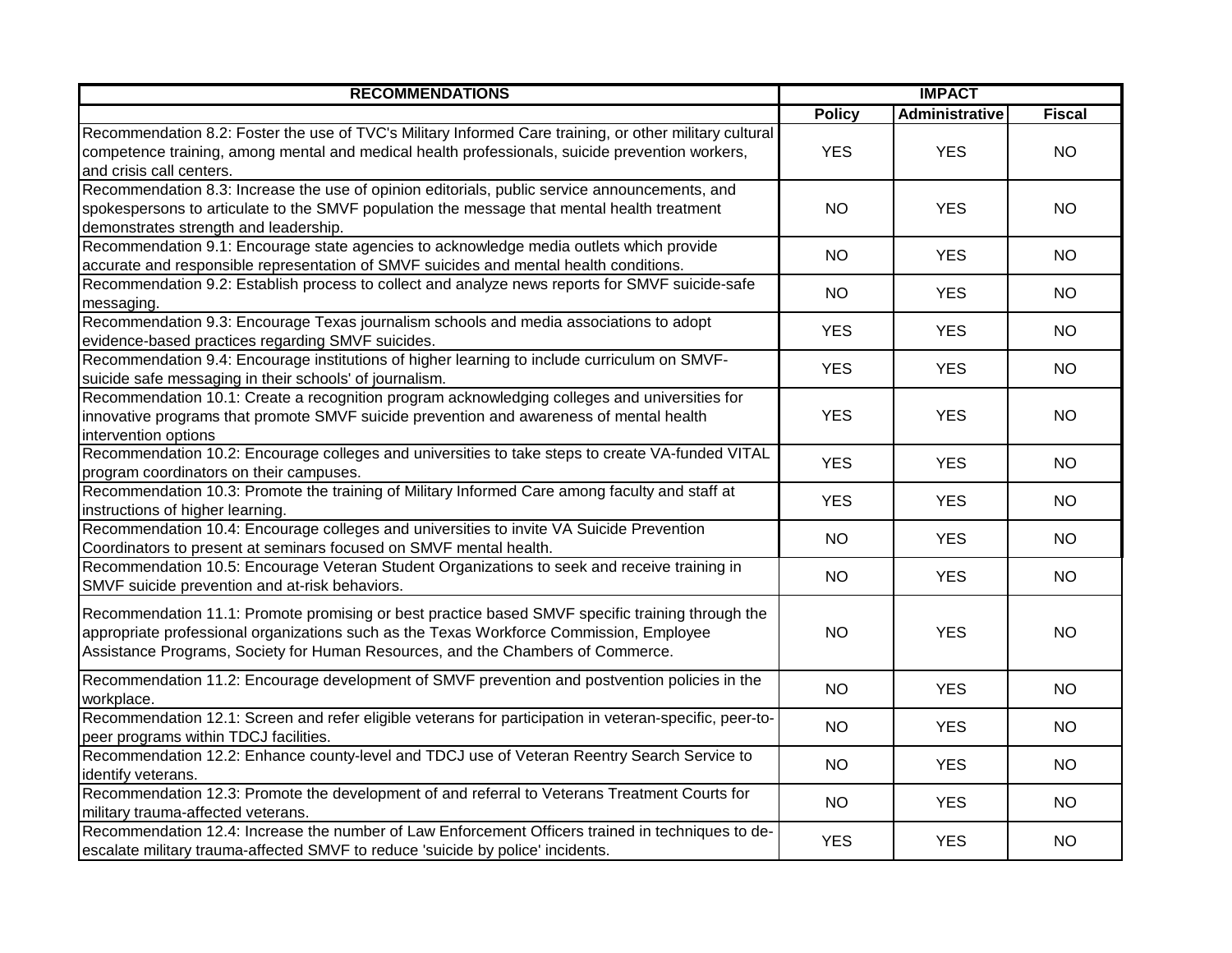| RECOMMENDATIONS | IMPACT | | |
|---|---|---|---|
| | Policy | Administrative | Fiscal |
| Recommendation 8.2: Foster the use of TVC's Military Informed Care training, or other military cultural competence training, among mental and medical health professionals, suicide prevention workers, and crisis call centers. | YES | YES | NO |
| Recommendation 8.3: Increase the use of opinion editorials, public service announcements, and spokespersons to articulate to the SMVF population the message that mental health treatment demonstrates strength and leadership. | NO | YES | NO |
| Recommendation 9.1: Encourage state agencies to acknowledge media outlets which provide accurate and responsible representation of SMVF suicides and mental health conditions. | NO | YES | NO |
| Recommendation 9.2: Establish process to collect and analyze news reports for SMVF suicide-safe messaging. | NO | YES | NO |
| Recommendation 9.3: Encourage Texas journalism schools and media associations to adopt evidence-based practices regarding SMVF suicides. | YES | YES | NO |
| Recommendation 9.4: Encourage institutions of higher learning to include curriculum on SMVF-suicide safe messaging in their schools' of journalism. | YES | YES | NO |
| Recommendation 10.1: Create a recognition program acknowledging colleges and universities for innovative programs that promote SMVF suicide prevention and awareness of mental health intervention options | YES | YES | NO |
| Recommendation 10.2: Encourage colleges and universities to take steps to create VA-funded VITAL program coordinators on their campuses. | YES | YES | NO |
| Recommendation 10.3: Promote the training of Military Informed Care among faculty and staff at instructions of higher learning. | YES | YES | NO |
| Recommendation 10.4: Encourage colleges and universities to invite VA Suicide Prevention Coordinators to present at seminars focused on SMVF mental health. | NO | YES | NO |
| Recommendation 10.5: Encourage Veteran Student Organizations to seek and receive training in SMVF suicide prevention and at-risk behaviors. | NO | YES | NO |
| Recommendation 11.1: Promote promising or best practice based SMVF specific training through the appropriate professional organizations such as the Texas Workforce Commission, Employee Assistance Programs, Society for Human Resources, and the Chambers of Commerce. | NO | YES | NO |
| Recommendation 11.2: Encourage development of SMVF prevention and postvention policies in the workplace. | NO | YES | NO |
| Recommendation 12.1: Screen and refer eligible veterans for participation in veteran-specific, peer-to-peer programs within TDCJ facilities. | NO | YES | NO |
| Recommendation 12.2: Enhance county-level and TDCJ use of Veteran Reentry Search Service to identify veterans. | NO | YES | NO |
| Recommendation 12.3: Promote the development of and referral to Veterans Treatment Courts for military trauma-affected veterans. | NO | YES | NO |
| Recommendation 12.4: Increase the number of Law Enforcement Officers trained in techniques to de-escalate military trauma-affected SMVF to reduce 'suicide by police' incidents. | YES | YES | NO |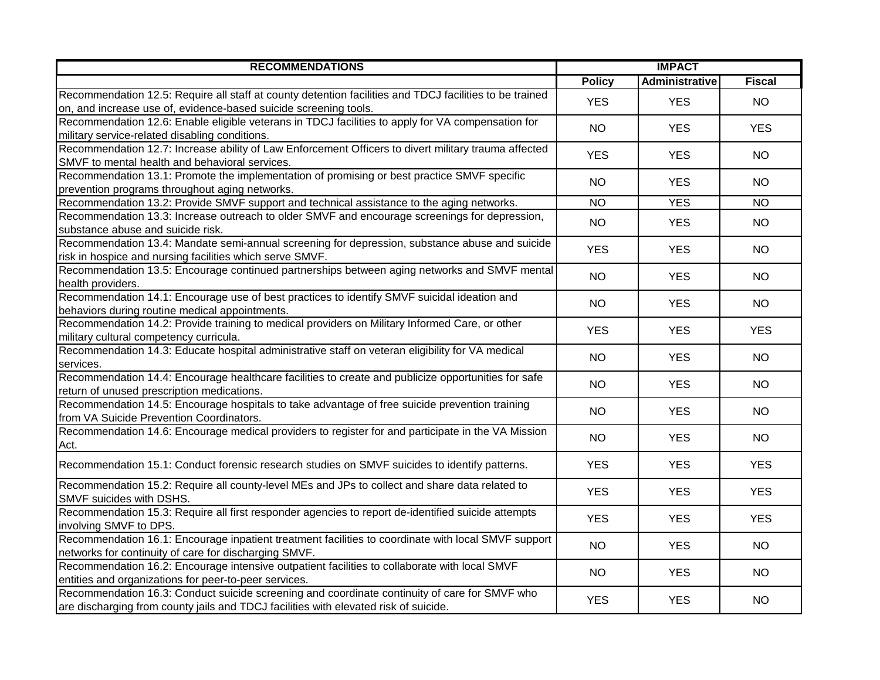| RECOMMENDATIONS | IMPACT | | |
|---|---|---|---|
| | Policy | Administrative | Fiscal |
| Recommendation 12.5: Require all staff at county detention facilities and TDCJ facilities to be trained on, and increase use of, evidence-based suicide screening tools. | YES | YES | NO |
| Recommendation 12.6: Enable eligible veterans in TDCJ facilities to apply for VA compensation for military service-related disabling conditions. | NO | YES | YES |
| Recommendation 12.7: Increase ability of Law Enforcement Officers to divert military trauma affected SMVF to mental health and behavioral services. | YES | YES | NO |
| Recommendation 13.1: Promote the implementation of promising or best practice SMVF specific prevention programs throughout aging networks. | NO | YES | NO |
| Recommendation 13.2: Provide SMVF support and technical assistance to the aging networks. | NO | YES | NO |
| Recommendation 13.3: Increase outreach to older SMVF and encourage screenings for depression, substance abuse and suicide risk. | NO | YES | NO |
| Recommendation 13.4: Mandate semi-annual screening for depression, substance abuse and suicide risk in hospice and nursing facilities which serve SMVF. | YES | YES | NO |
| Recommendation 13.5: Encourage continued partnerships between aging networks and SMVF mental health providers. | NO | YES | NO |
| Recommendation 14.1: Encourage use of best practices to identify SMVF suicidal ideation and behaviors during routine medical appointments. | NO | YES | NO |
| Recommendation 14.2: Provide training to medical providers on Military Informed Care, or other military cultural competency curricula. | YES | YES | YES |
| Recommendation 14.3: Educate hospital administrative staff on veteran eligibility for VA medical services. | NO | YES | NO |
| Recommendation 14.4: Encourage healthcare facilities to create and publicize opportunities for safe return of unused prescription medications. | NO | YES | NO |
| Recommendation 14.5: Encourage hospitals to take advantage of free suicide prevention training from VA Suicide Prevention Coordinators. | NO | YES | NO |
| Recommendation 14.6: Encourage medical providers to register for and participate in the VA Mission Act. | NO | YES | NO |
| Recommendation 15.1: Conduct forensic research studies on SMVF suicides to identify patterns. | YES | YES | YES |
| Recommendation 15.2: Require all county-level MEs and JPs to collect and share data related to SMVF suicides with DSHS. | YES | YES | YES |
| Recommendation 15.3: Require all first responder agencies to report de-identified suicide attempts involving SMVF to DPS. | YES | YES | YES |
| Recommendation 16.1: Encourage inpatient treatment facilities to coordinate with local SMVF support networks for continuity of care for discharging SMVF. | NO | YES | NO |
| Recommendation 16.2: Encourage intensive outpatient facilities to collaborate with local SMVF entities and organizations for peer-to-peer services. | NO | YES | NO |
| Recommendation 16.3: Conduct suicide screening and coordinate continuity of care for SMVF who are discharging from county jails and TDCJ facilities with elevated risk of suicide. | YES | YES | NO |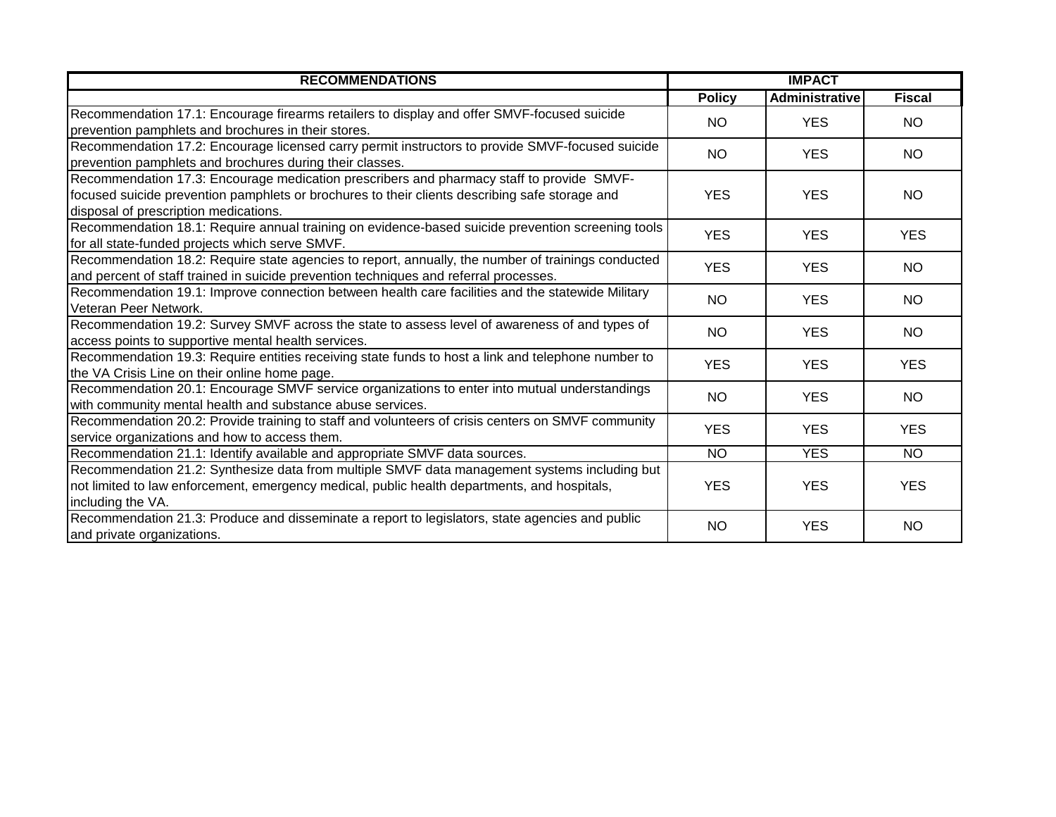| RECOMMENDATIONS | IMPACT | | |
|---|---|---|---|
| | Policy | Administrative | Fiscal |
| Recommendation 17.1: Encourage firearms retailers to display and offer SMVF-focused suicide prevention pamphlets and brochures in their stores. | NO | YES | NO |
| Recommendation 17.2: Encourage licensed carry permit instructors to provide SMVF-focused suicide prevention pamphlets and brochures during their classes. | NO | YES | NO |
| Recommendation 17.3: Encourage medication prescribers and pharmacy staff to provide SMVF-focused suicide prevention pamphlets or brochures to their clients describing safe storage and disposal of prescription medications. | YES | YES | NO |
| Recommendation 18.1: Require annual training on evidence-based suicide prevention screening tools for all state-funded projects which serve SMVF. | YES | YES | YES |
| Recommendation 18.2: Require state agencies to report, annually, the number of trainings conducted and percent of staff trained in suicide prevention techniques and referral processes. | YES | YES | NO |
| Recommendation 19.1: Improve connection between health care facilities and the statewide Military Veteran Peer Network. | NO | YES | NO |
| Recommendation 19.2: Survey SMVF across the state to assess level of awareness of and types of access points to supportive mental health services. | NO | YES | NO |
| Recommendation 19.3: Require entities receiving state funds to host a link and telephone number to the VA Crisis Line on their online home page. | YES | YES | YES |
| Recommendation 20.1: Encourage SMVF service organizations to enter into mutual understandings with community mental health and substance abuse services. | NO | YES | NO |
| Recommendation 20.2: Provide training to staff and volunteers of crisis centers on SMVF community service organizations and how to access them. | YES | YES | YES |
| Recommendation 21.1: Identify available and appropriate SMVF data sources. | NO | YES | NO |
| Recommendation 21.2: Synthesize data from multiple SMVF data management systems including but not limited to law enforcement, emergency medical, public health departments, and hospitals, including the VA. | YES | YES | YES |
| Recommendation 21.3: Produce and disseminate a report to legislators, state agencies and public and private organizations. | NO | YES | NO |